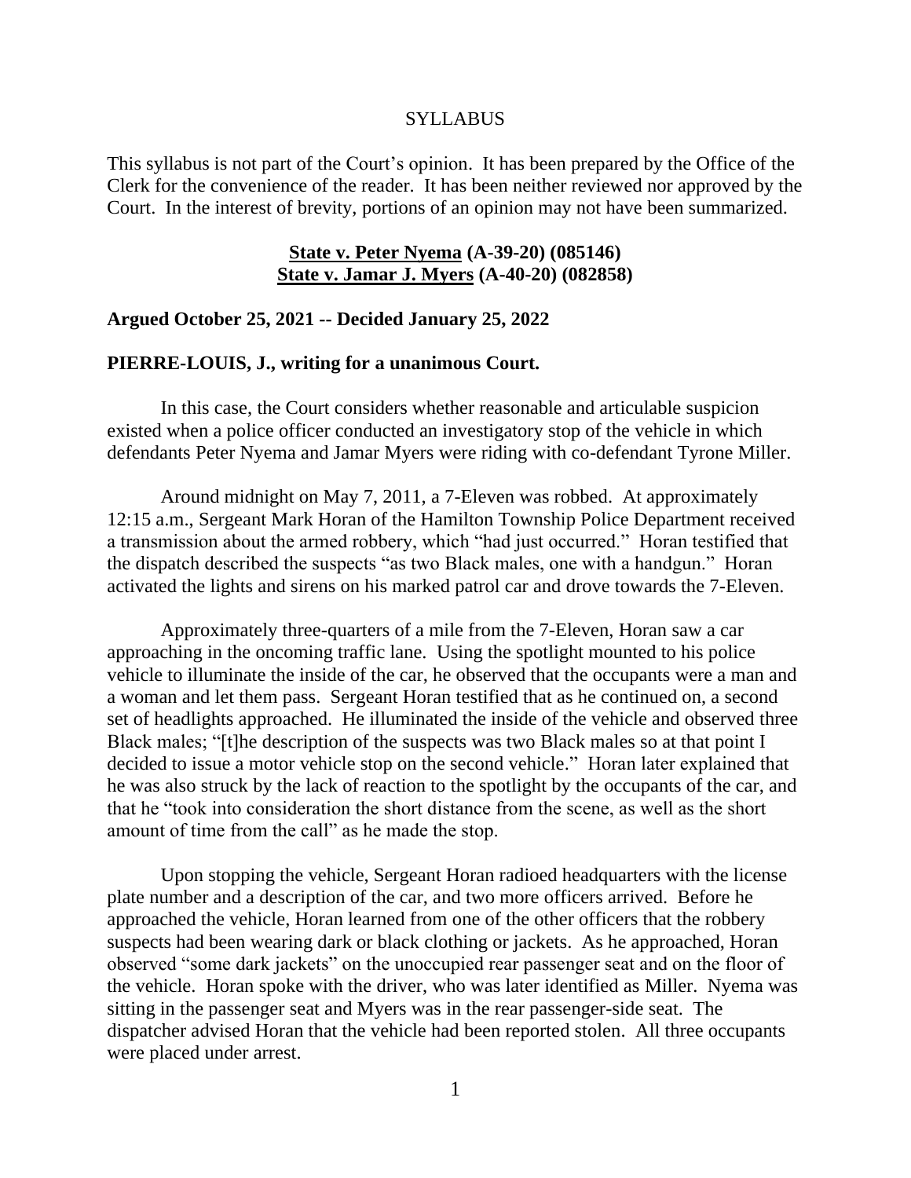SYLLABUS

This syllabus is not part of the Court's opinion. It has been prepared by the Office of the Clerk for the convenience of the reader. It has been neither reviewed nor approved by the Court. In the interest of brevity, portions of an opinion may not have been summarized.

**State v. Peter Nyema (A-39-20) (085146)**
**State v. Jamar J. Myers (A-40-20) (082858)**

**Argued October 25, 2021 -- Decided January 25, 2022**

**PIERRE-LOUIS, J., writing for a unanimous Court.**

In this case, the Court considers whether reasonable and articulable suspicion existed when a police officer conducted an investigatory stop of the vehicle in which defendants Peter Nyema and Jamar Myers were riding with co-defendant Tyrone Miller.

Around midnight on May 7, 2011, a 7-Eleven was robbed. At approximately 12:15 a.m., Sergeant Mark Horan of the Hamilton Township Police Department received a transmission about the armed robbery, which "had just occurred." Horan testified that the dispatch described the suspects "as two Black males, one with a handgun." Horan activated the lights and sirens on his marked patrol car and drove towards the 7-Eleven.

Approximately three-quarters of a mile from the 7-Eleven, Horan saw a car approaching in the oncoming traffic lane. Using the spotlight mounted to his police vehicle to illuminate the inside of the car, he observed that the occupants were a man and a woman and let them pass. Sergeant Horan testified that as he continued on, a second set of headlights approached. He illuminated the inside of the vehicle and observed three Black males; "[t]he description of the suspects was two Black males so at that point I decided to issue a motor vehicle stop on the second vehicle." Horan later explained that he was also struck by the lack of reaction to the spotlight by the occupants of the car, and that he "took into consideration the short distance from the scene, as well as the short amount of time from the call" as he made the stop.

Upon stopping the vehicle, Sergeant Horan radioed headquarters with the license plate number and a description of the car, and two more officers arrived. Before he approached the vehicle, Horan learned from one of the other officers that the robbery suspects had been wearing dark or black clothing or jackets. As he approached, Horan observed "some dark jackets" on the unoccupied rear passenger seat and on the floor of the vehicle. Horan spoke with the driver, who was later identified as Miller. Nyema was sitting in the passenger seat and Myers was in the rear passenger-side seat. The dispatcher advised Horan that the vehicle had been reported stolen. All three occupants were placed under arrest.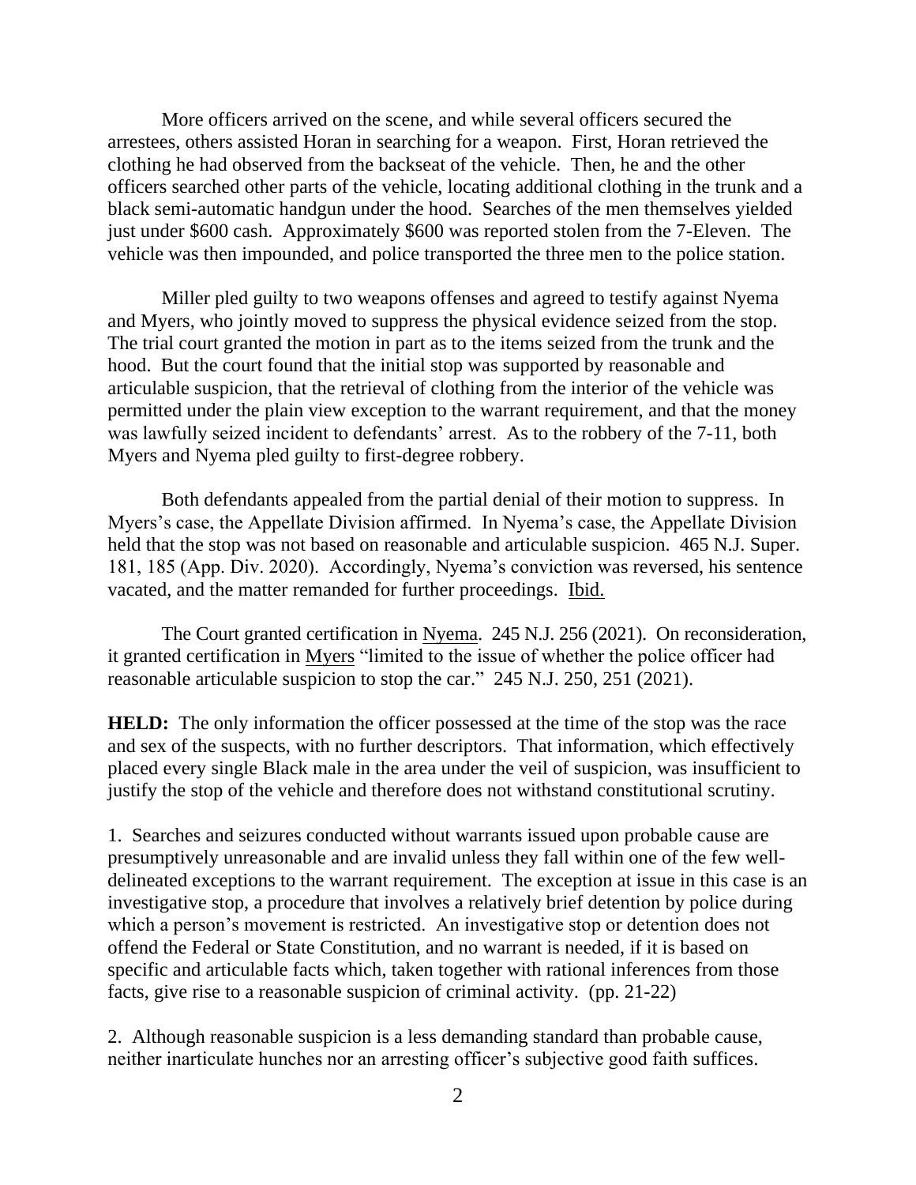More officers arrived on the scene, and while several officers secured the arrestees, others assisted Horan in searching for a weapon. First, Horan retrieved the clothing he had observed from the backseat of the vehicle. Then, he and the other officers searched other parts of the vehicle, locating additional clothing in the trunk and a black semi-automatic handgun under the hood. Searches of the men themselves yielded just under $600 cash. Approximately $600 was reported stolen from the 7-Eleven. The vehicle was then impounded, and police transported the three men to the police station.

Miller pled guilty to two weapons offenses and agreed to testify against Nyema and Myers, who jointly moved to suppress the physical evidence seized from the stop. The trial court granted the motion in part as to the items seized from the trunk and the hood. But the court found that the initial stop was supported by reasonable and articulable suspicion, that the retrieval of clothing from the interior of the vehicle was permitted under the plain view exception to the warrant requirement, and that the money was lawfully seized incident to defendants' arrest. As to the robbery of the 7-11, both Myers and Nyema pled guilty to first-degree robbery.

Both defendants appealed from the partial denial of their motion to suppress. In Myers's case, the Appellate Division affirmed. In Nyema's case, the Appellate Division held that the stop was not based on reasonable and articulable suspicion. 465 N.J. Super. 181, 185 (App. Div. 2020). Accordingly, Nyema's conviction was reversed, his sentence vacated, and the matter remanded for further proceedings. Ibid.

The Court granted certification in Nyema. 245 N.J. 256 (2021). On reconsideration, it granted certification in Myers "limited to the issue of whether the police officer had reasonable articulable suspicion to stop the car." 245 N.J. 250, 251 (2021).

**HELD:** The only information the officer possessed at the time of the stop was the race and sex of the suspects, with no further descriptors. That information, which effectively placed every single Black male in the area under the veil of suspicion, was insufficient to justify the stop of the vehicle and therefore does not withstand constitutional scrutiny.

1. Searches and seizures conducted without warrants issued upon probable cause are presumptively unreasonable and are invalid unless they fall within one of the few well-delineated exceptions to the warrant requirement. The exception at issue in this case is an investigative stop, a procedure that involves a relatively brief detention by police during which a person's movement is restricted. An investigative stop or detention does not offend the Federal or State Constitution, and no warrant is needed, if it is based on specific and articulable facts which, taken together with rational inferences from those facts, give rise to a reasonable suspicion of criminal activity. (pp. 21-22)

2. Although reasonable suspicion is a less demanding standard than probable cause, neither inarticulate hunches nor an arresting officer's subjective good faith suffices.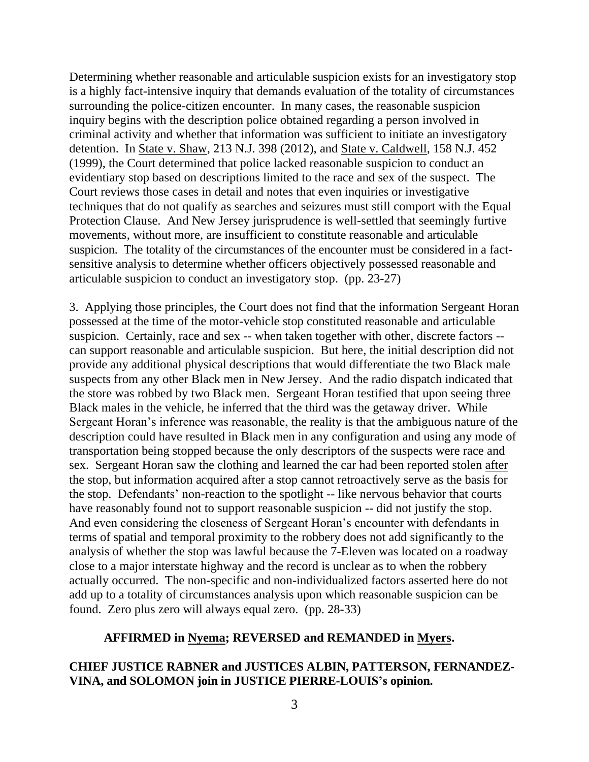Determining whether reasonable and articulable suspicion exists for an investigatory stop is a highly fact-intensive inquiry that demands evaluation of the totality of circumstances surrounding the police-citizen encounter. In many cases, the reasonable suspicion inquiry begins with the description police obtained regarding a person involved in criminal activity and whether that information was sufficient to initiate an investigatory detention. In State v. Shaw, 213 N.J. 398 (2012), and State v. Caldwell, 158 N.J. 452 (1999), the Court determined that police lacked reasonable suspicion to conduct an evidentiary stop based on descriptions limited to the race and sex of the suspect. The Court reviews those cases in detail and notes that even inquiries or investigative techniques that do not qualify as searches and seizures must still comport with the Equal Protection Clause. And New Jersey jurisprudence is well-settled that seemingly furtive movements, without more, are insufficient to constitute reasonable and articulable suspicion. The totality of the circumstances of the encounter must be considered in a fact-sensitive analysis to determine whether officers objectively possessed reasonable and articulable suspicion to conduct an investigatory stop. (pp. 23-27)

3. Applying those principles, the Court does not find that the information Sergeant Horan possessed at the time of the motor-vehicle stop constituted reasonable and articulable suspicion. Certainly, race and sex -- when taken together with other, discrete factors -- can support reasonable and articulable suspicion. But here, the initial description did not provide any additional physical descriptions that would differentiate the two Black male suspects from any other Black men in New Jersey. And the radio dispatch indicated that the store was robbed by two Black men. Sergeant Horan testified that upon seeing three Black males in the vehicle, he inferred that the third was the getaway driver. While Sergeant Horan's inference was reasonable, the reality is that the ambiguous nature of the description could have resulted in Black men in any configuration and using any mode of transportation being stopped because the only descriptors of the suspects were race and sex. Sergeant Horan saw the clothing and learned the car had been reported stolen after the stop, but information acquired after a stop cannot retroactively serve as the basis for the stop. Defendants' non-reaction to the spotlight -- like nervous behavior that courts have reasonably found not to support reasonable suspicion -- did not justify the stop. And even considering the closeness of Sergeant Horan's encounter with defendants in terms of spatial and temporal proximity to the robbery does not add significantly to the analysis of whether the stop was lawful because the 7-Eleven was located on a roadway close to a major interstate highway and the record is unclear as to when the robbery actually occurred. The non-specific and non-individualized factors asserted here do not add up to a totality of circumstances analysis upon which reasonable suspicion can be found. Zero plus zero will always equal zero. (pp. 28-33)

**AFFIRMED in Nyema; REVERSED and REMANDED in Myers.**

**CHIEF JUSTICE RABNER and JUSTICES ALBIN, PATTERSON, FERNANDEZ-VINA, and SOLOMON join in JUSTICE PIERRE-LOUIS's opinion.**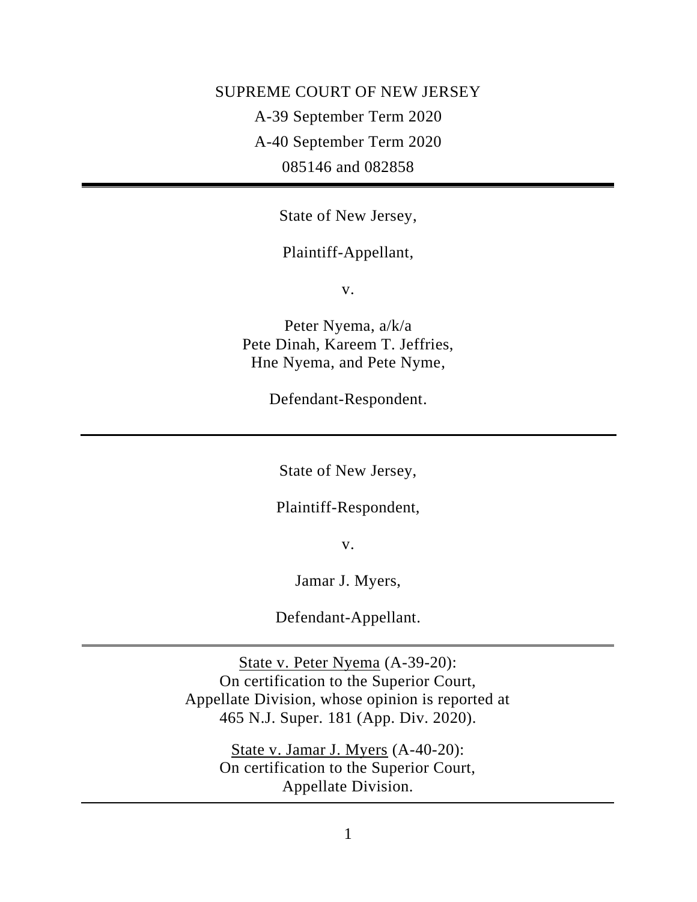SUPREME COURT OF NEW JERSEY

A-39 September Term 2020

A-40 September Term 2020

085146 and 082858

---

State of New Jersey,

Plaintiff-Appellant,

v.

Peter Nyema, a/k/a
Pete Dinah, Kareem T. Jeffries,
Hne Nyema, and Pete Nyme,

Defendant-Respondent.

---

State of New Jersey,

Plaintiff-Respondent,

v.

Jamar J. Myers,

Defendant-Appellant.

---

State v. Peter Nyema (A-39-20):
On certification to the Superior Court,
Appellate Division, whose opinion is reported at
465 N.J. Super. 181 (App. Div. 2020).

State v. Jamar J. Myers (A-40-20):
On certification to the Superior Court,
Appellate Division.

---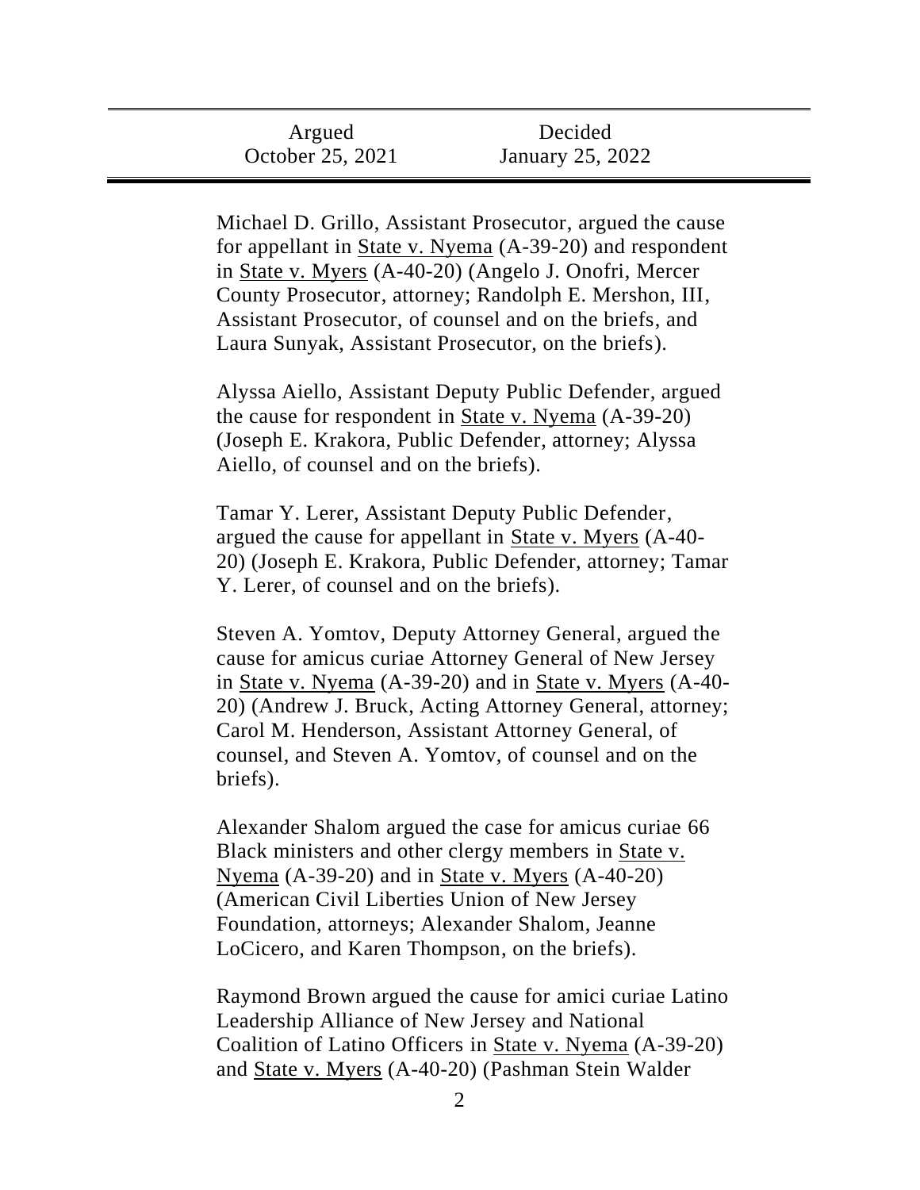| Argued | Decided |
| --- | --- |
| October 25, 2021 | January 25, 2022 |

Michael D. Grillo, Assistant Prosecutor, argued the cause for appellant in State v. Nyema (A-39-20) and respondent in State v. Myers (A-40-20) (Angelo J. Onofri, Mercer County Prosecutor, attorney; Randolph E. Mershon, III, Assistant Prosecutor, of counsel and on the briefs, and Laura Sunyak, Assistant Prosecutor, on the briefs).

Alyssa Aiello, Assistant Deputy Public Defender, argued the cause for respondent in State v. Nyema (A-39-20) (Joseph E. Krakora, Public Defender, attorney; Alyssa Aiello, of counsel and on the briefs).

Tamar Y. Lerer, Assistant Deputy Public Defender, argued the cause for appellant in State v. Myers (A-40-20) (Joseph E. Krakora, Public Defender, attorney; Tamar Y. Lerer, of counsel and on the briefs).

Steven A. Yomtov, Deputy Attorney General, argued the cause for amicus curiae Attorney General of New Jersey in State v. Nyema (A-39-20) and in State v. Myers (A-40-20) (Andrew J. Bruck, Acting Attorney General, attorney; Carol M. Henderson, Assistant Attorney General, of counsel, and Steven A. Yomtov, of counsel and on the briefs).

Alexander Shalom argued the case for amicus curiae 66 Black ministers and other clergy members in State v. Nyema (A-39-20) and in State v. Myers (A-40-20) (American Civil Liberties Union of New Jersey Foundation, attorneys; Alexander Shalom, Jeanne LoCicero, and Karen Thompson, on the briefs).

Raymond Brown argued the cause for amici curiae Latino Leadership Alliance of New Jersey and National Coalition of Latino Officers in State v. Nyema (A-39-20) and State v. Myers (A-40-20) (Pashman Stein Walder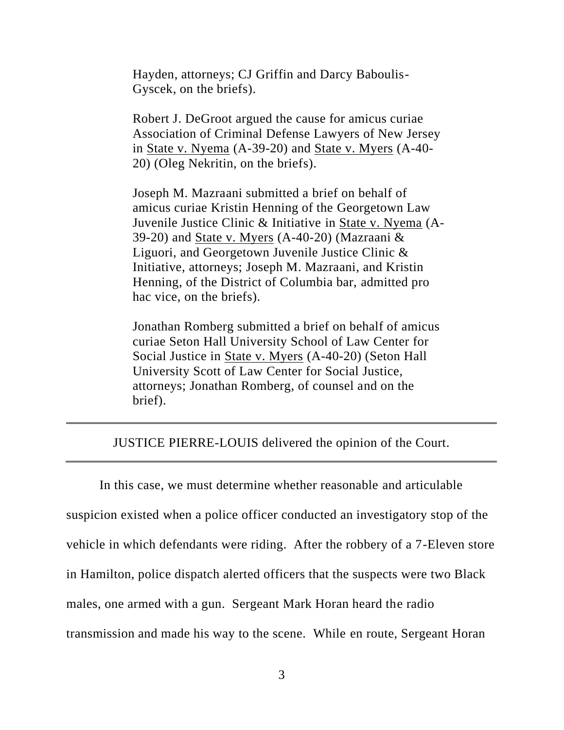Hayden, attorneys; CJ Griffin and Darcy Baboulis-Gyscek, on the briefs).

Robert J. DeGroot argued the cause for amicus curiae Association of Criminal Defense Lawyers of New Jersey in State v. Nyema (A-39-20) and State v. Myers (A-40-20) (Oleg Nekritin, on the briefs).

Joseph M. Mazraani submitted a brief on behalf of amicus curiae Kristin Henning of the Georgetown Law Juvenile Justice Clinic & Initiative in State v. Nyema (A-39-20) and State v. Myers (A-40-20) (Mazraani & Liguori, and Georgetown Juvenile Justice Clinic & Initiative, attorneys; Joseph M. Mazraani, and Kristin Henning, of the District of Columbia bar, admitted pro hac vice, on the briefs).

Jonathan Romberg submitted a brief on behalf of amicus curiae Seton Hall University School of Law Center for Social Justice in State v. Myers (A-40-20) (Seton Hall University Scott of Law Center for Social Justice, attorneys; Jonathan Romberg, of counsel and on the brief).

---

JUSTICE PIERRE-LOUIS delivered the opinion of the Court.

---

In this case, we must determine whether reasonable and articulable suspicion existed when a police officer conducted an investigatory stop of the vehicle in which defendants were riding. After the robbery of a 7-Eleven store in Hamilton, police dispatch alerted officers that the suspects were two Black males, one armed with a gun. Sergeant Mark Horan heard the radio transmission and made his way to the scene. While en route, Sergeant Horan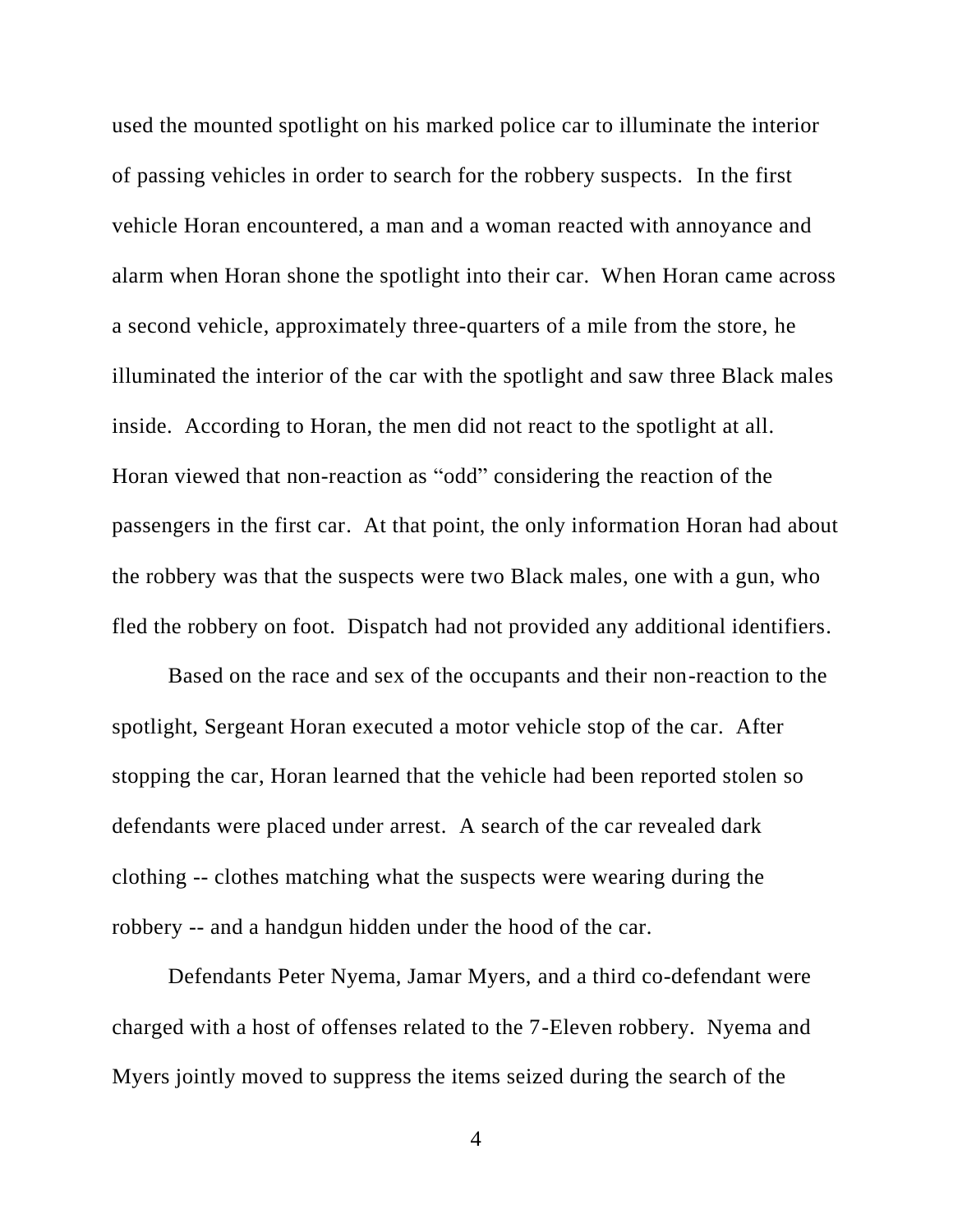used the mounted spotlight on his marked police car to illuminate the interior of passing vehicles in order to search for the robbery suspects. In the first vehicle Horan encountered, a man and a woman reacted with annoyance and alarm when Horan shone the spotlight into their car. When Horan came across a second vehicle, approximately three-quarters of a mile from the store, he illuminated the interior of the car with the spotlight and saw three Black males inside. According to Horan, the men did not react to the spotlight at all. Horan viewed that non-reaction as "odd" considering the reaction of the passengers in the first car. At that point, the only information Horan had about the robbery was that the suspects were two Black males, one with a gun, who fled the robbery on foot. Dispatch had not provided any additional identifiers.

Based on the race and sex of the occupants and their non-reaction to the spotlight, Sergeant Horan executed a motor vehicle stop of the car. After stopping the car, Horan learned that the vehicle had been reported stolen so defendants were placed under arrest. A search of the car revealed dark clothing -- clothes matching what the suspects were wearing during the robbery -- and a handgun hidden under the hood of the car.

Defendants Peter Nyema, Jamar Myers, and a third co-defendant were charged with a host of offenses related to the 7-Eleven robbery. Nyema and Myers jointly moved to suppress the items seized during the search of the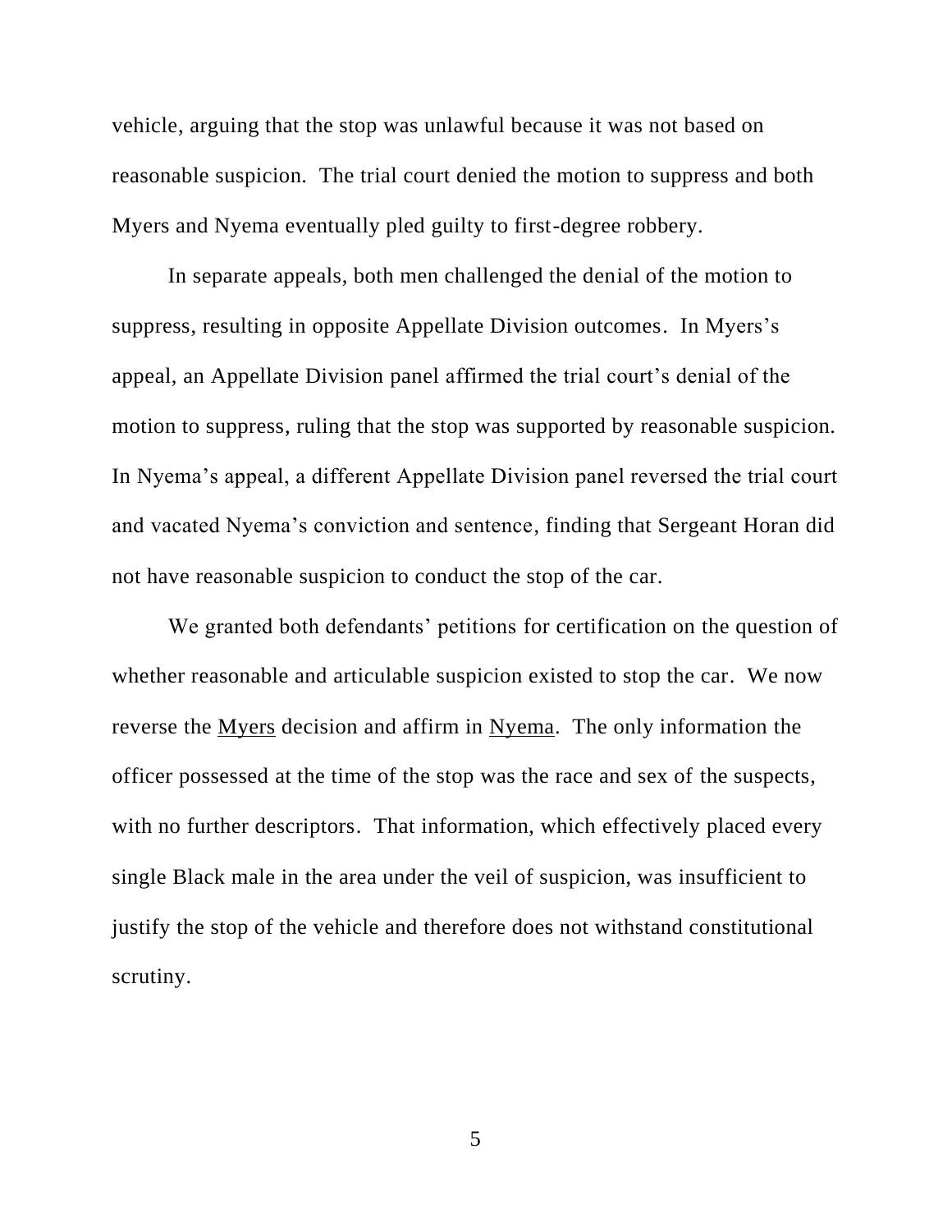vehicle, arguing that the stop was unlawful because it was not based on reasonable suspicion. The trial court denied the motion to suppress and both Myers and Nyema eventually pled guilty to first-degree robbery.

In separate appeals, both men challenged the denial of the motion to suppress, resulting in opposite Appellate Division outcomes. In Myers's appeal, an Appellate Division panel affirmed the trial court's denial of the motion to suppress, ruling that the stop was supported by reasonable suspicion. In Nyema's appeal, a different Appellate Division panel reversed the trial court and vacated Nyema's conviction and sentence, finding that Sergeant Horan did not have reasonable suspicion to conduct the stop of the car.

We granted both defendants' petitions for certification on the question of whether reasonable and articulable suspicion existed to stop the car. We now reverse the Myers decision and affirm in Nyema. The only information the officer possessed at the time of the stop was the race and sex of the suspects, with no further descriptors. That information, which effectively placed every single Black male in the area under the veil of suspicion, was insufficient to justify the stop of the vehicle and therefore does not withstand constitutional scrutiny.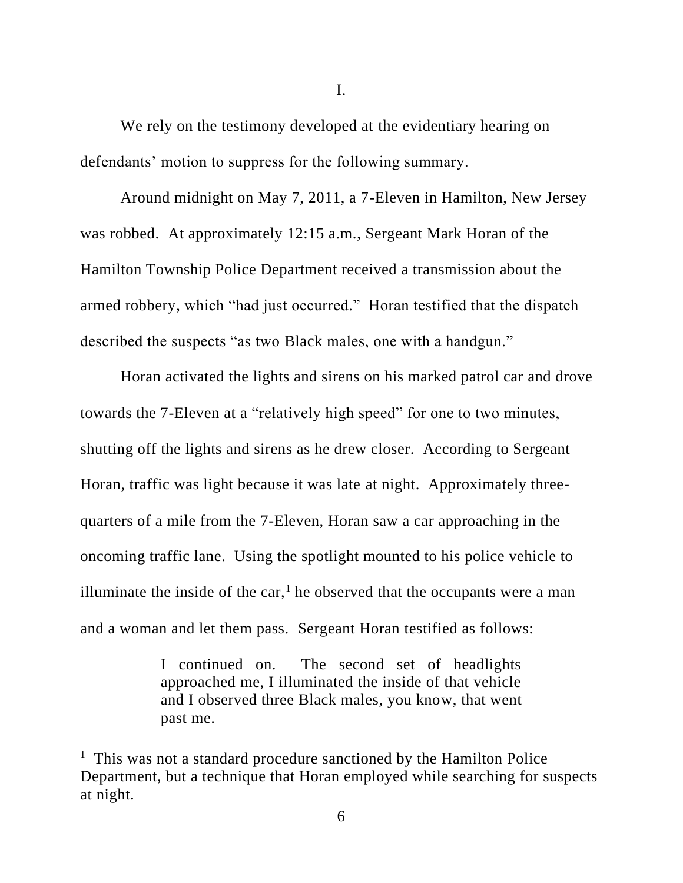I.

We rely on the testimony developed at the evidentiary hearing on defendants' motion to suppress for the following summary.

Around midnight on May 7, 2011, a 7-Eleven in Hamilton, New Jersey was robbed. At approximately 12:15 a.m., Sergeant Mark Horan of the Hamilton Township Police Department received a transmission about the armed robbery, which "had just occurred." Horan testified that the dispatch described the suspects "as two Black males, one with a handgun."

Horan activated the lights and sirens on his marked patrol car and drove towards the 7-Eleven at a "relatively high speed" for one to two minutes, shutting off the lights and sirens as he drew closer. According to Sergeant Horan, traffic was light because it was late at night. Approximately three-quarters of a mile from the 7-Eleven, Horan saw a car approaching in the oncoming traffic lane. Using the spotlight mounted to his police vehicle to illuminate the inside of the car,[1] he observed that the occupants were a man and a woman and let them pass. Sergeant Horan testified as follows:

> I continued on. The second set of headlights approached me, I illuminated the inside of that vehicle and I observed three Black males, you know, that went past me.

[1] This was not a standard procedure sanctioned by the Hamilton Police Department, but a technique that Horan employed while searching for suspects at night.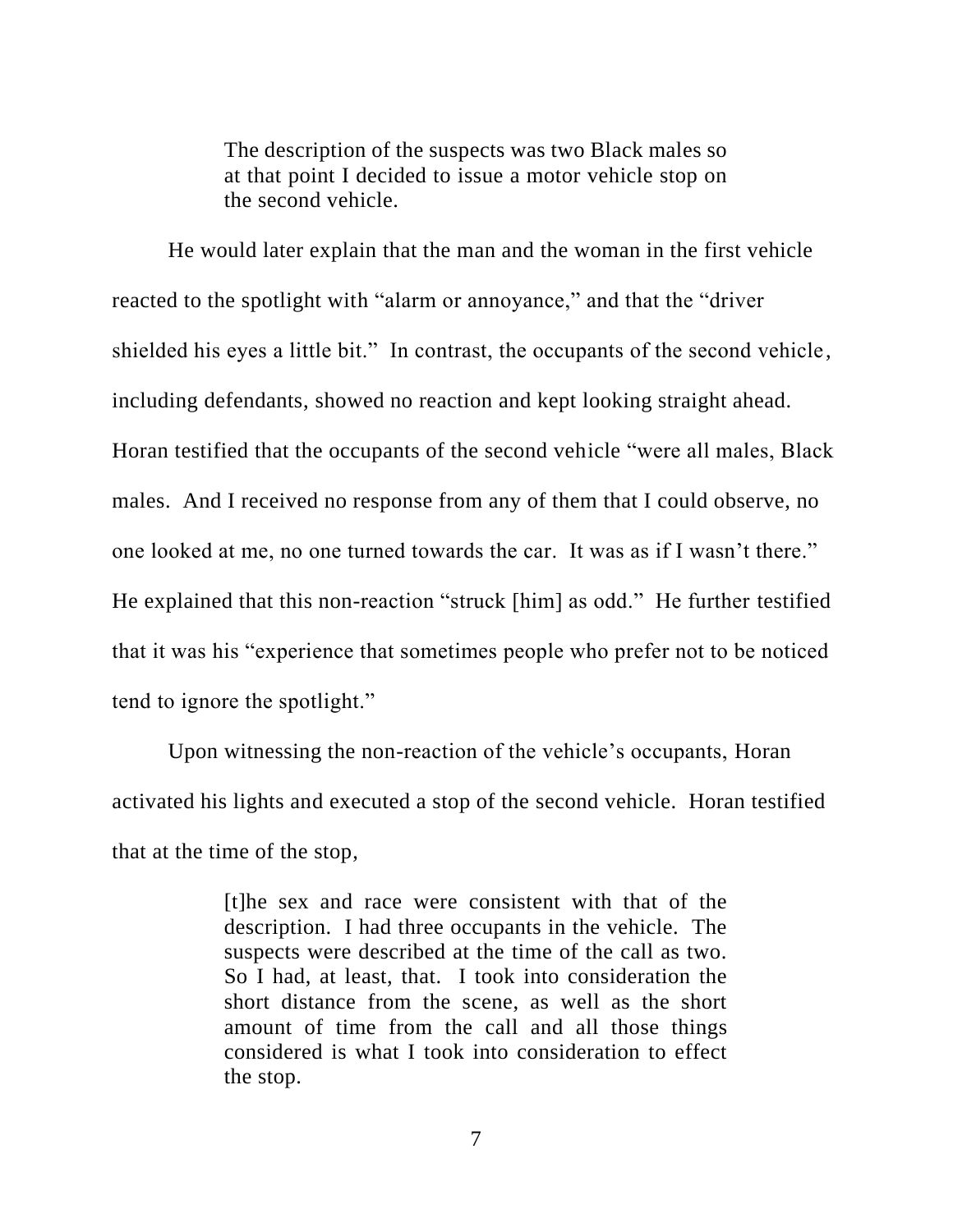> The description of the suspects was two Black males so at that point I decided to issue a motor vehicle stop on the second vehicle.

He would later explain that the man and the woman in the first vehicle reacted to the spotlight with "alarm or annoyance," and that the "driver shielded his eyes a little bit." In contrast, the occupants of the second vehicle, including defendants, showed no reaction and kept looking straight ahead. Horan testified that the occupants of the second vehicle "were all males, Black males. And I received no response from any of them that I could observe, no one looked at me, no one turned towards the car. It was as if I wasn't there." He explained that this non-reaction "struck [him] as odd." He further testified that it was his "experience that sometimes people who prefer not to be noticed tend to ignore the spotlight."

Upon witnessing the non-reaction of the vehicle's occupants, Horan activated his lights and executed a stop of the second vehicle. Horan testified that at the time of the stop,

> [t]he sex and race were consistent with that of the description. I had three occupants in the vehicle. The suspects were described at the time of the call as two. So I had, at least, that. I took into consideration the short distance from the scene, as well as the short amount of time from the call and all those things considered is what I took into consideration to effect the stop.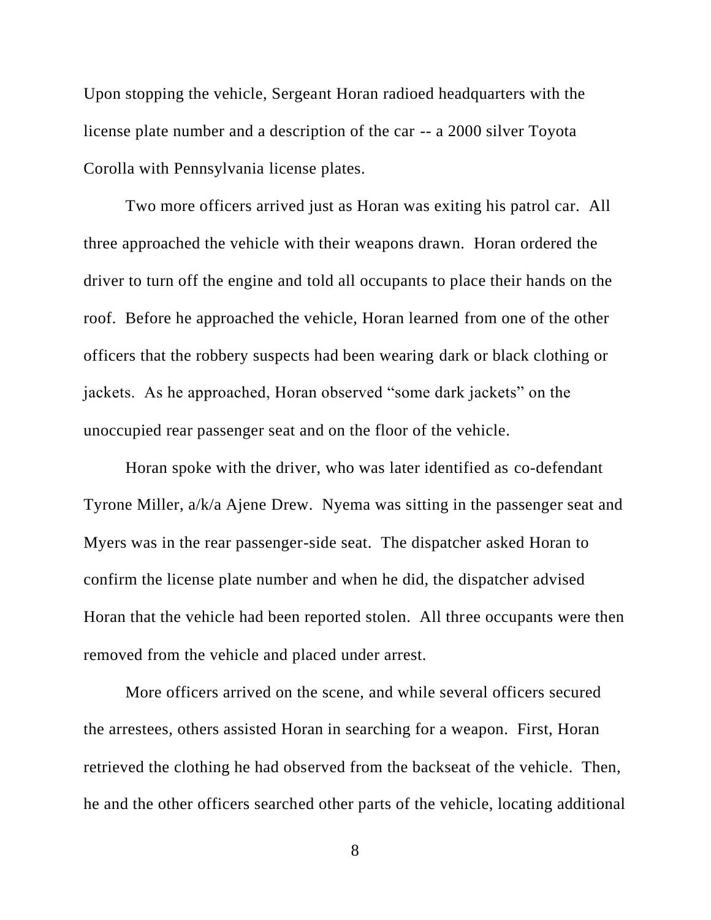Upon stopping the vehicle, Sergeant Horan radioed headquarters with the license plate number and a description of the car -- a 2000 silver Toyota Corolla with Pennsylvania license plates.

Two more officers arrived just as Horan was exiting his patrol car. All three approached the vehicle with their weapons drawn. Horan ordered the driver to turn off the engine and told all occupants to place their hands on the roof. Before he approached the vehicle, Horan learned from one of the other officers that the robbery suspects had been wearing dark or black clothing or jackets. As he approached, Horan observed "some dark jackets" on the unoccupied rear passenger seat and on the floor of the vehicle.

Horan spoke with the driver, who was later identified as co-defendant Tyrone Miller, a/k/a Ajene Drew. Nyema was sitting in the passenger seat and Myers was in the rear passenger-side seat. The dispatcher asked Horan to confirm the license plate number and when he did, the dispatcher advised Horan that the vehicle had been reported stolen. All three occupants were then removed from the vehicle and placed under arrest.

More officers arrived on the scene, and while several officers secured the arrestees, others assisted Horan in searching for a weapon. First, Horan retrieved the clothing he had observed from the backseat of the vehicle. Then, he and the other officers searched other parts of the vehicle, locating additional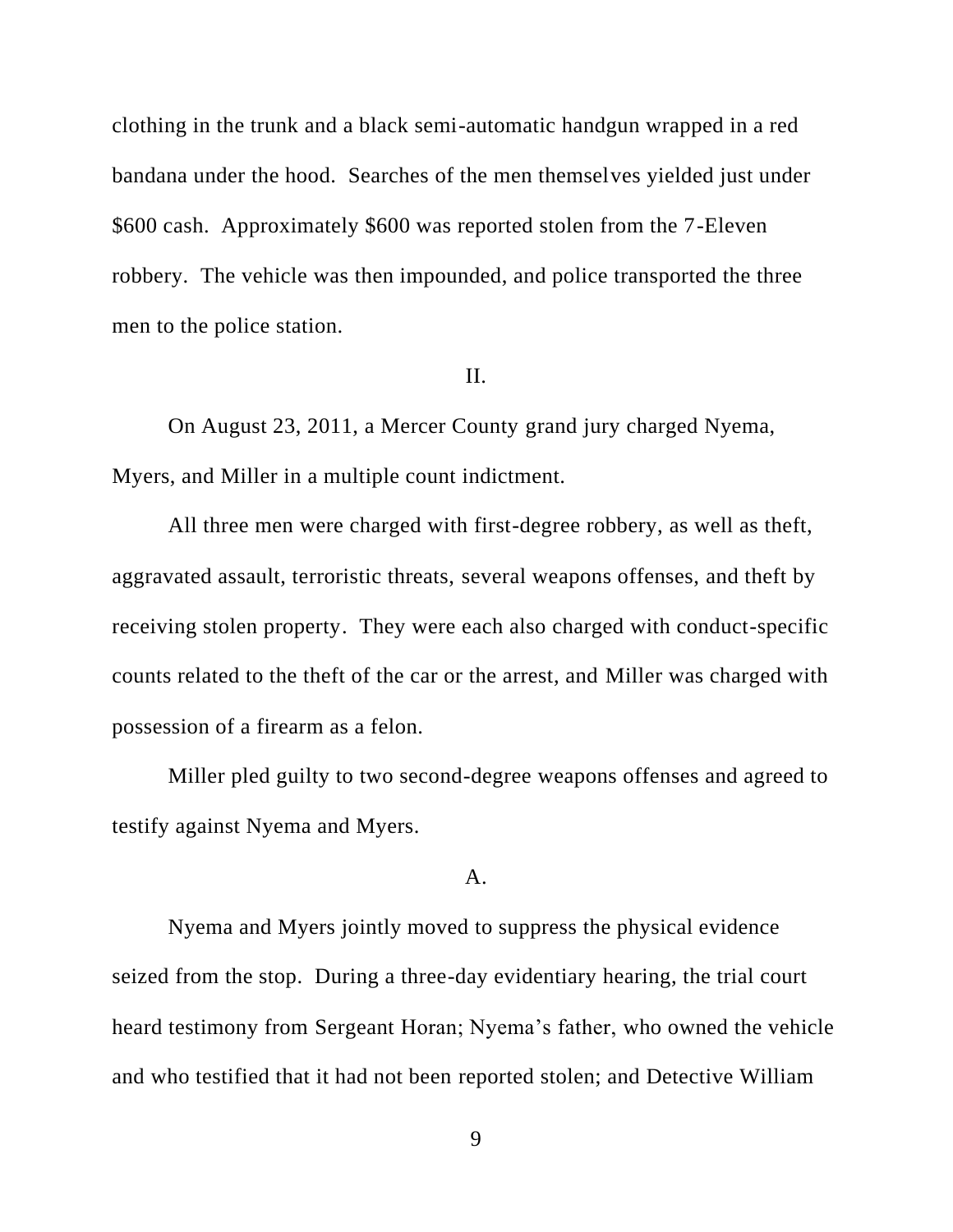clothing in the trunk and a black semi-automatic handgun wrapped in a red bandana under the hood. Searches of the men themselves yielded just under $600 cash. Approximately $600 was reported stolen from the 7-Eleven robbery. The vehicle was then impounded, and police transported the three men to the police station.

## II.

On August 23, 2011, a Mercer County grand jury charged Nyema, Myers, and Miller in a multiple count indictment.

All three men were charged with first-degree robbery, as well as theft, aggravated assault, terroristic threats, several weapons offenses, and theft by receiving stolen property. They were each also charged with conduct-specific counts related to the theft of the car or the arrest, and Miller was charged with possession of a firearm as a felon.

Miller pled guilty to two second-degree weapons offenses and agreed to testify against Nyema and Myers.

### A.

Nyema and Myers jointly moved to suppress the physical evidence seized from the stop. During a three-day evidentiary hearing, the trial court heard testimony from Sergeant Horan; Nyema's father, who owned the vehicle and who testified that it had not been reported stolen; and Detective William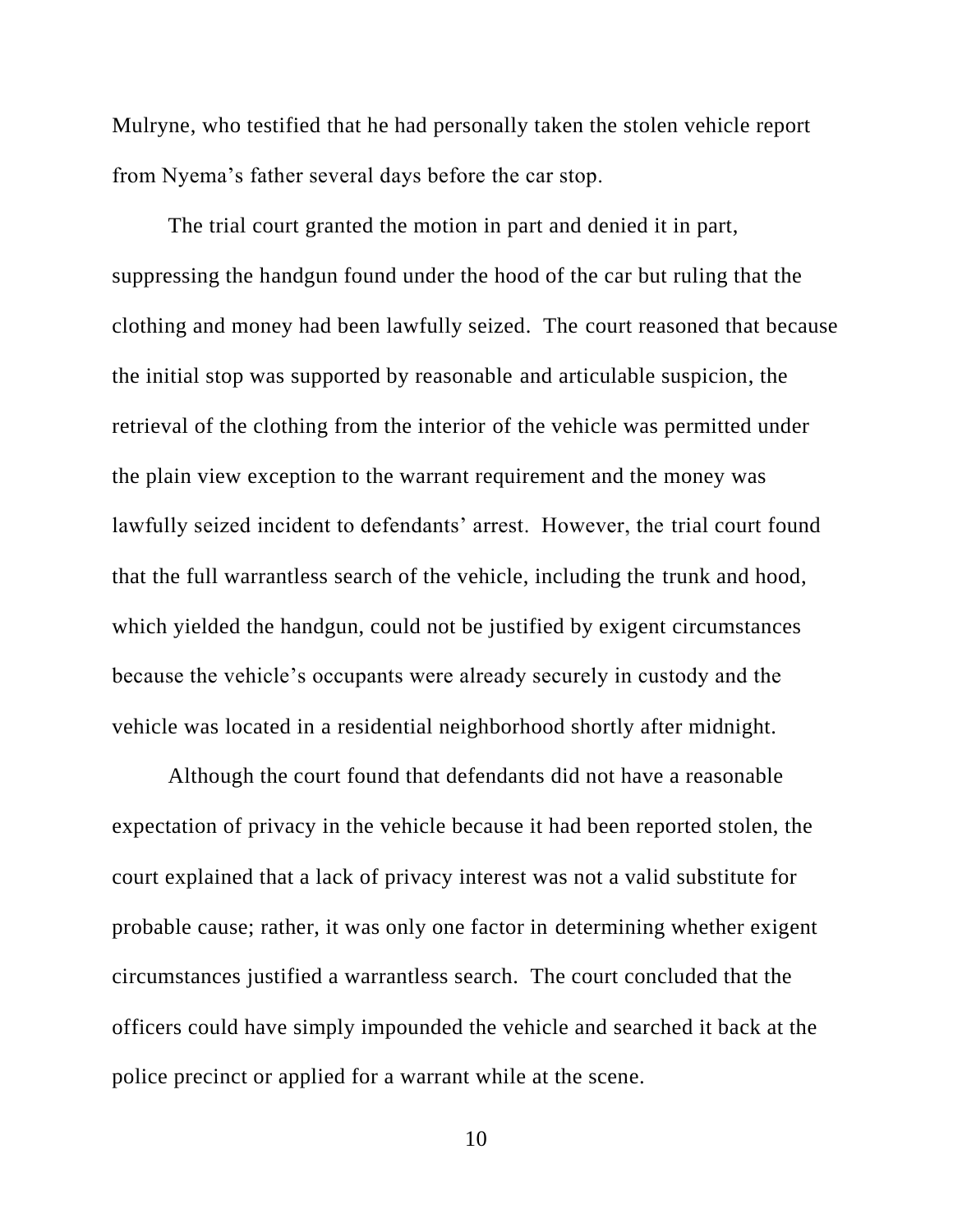Mulryne, who testified that he had personally taken the stolen vehicle report from Nyema's father several days before the car stop.

The trial court granted the motion in part and denied it in part, suppressing the handgun found under the hood of the car but ruling that the clothing and money had been lawfully seized. The court reasoned that because the initial stop was supported by reasonable and articulable suspicion, the retrieval of the clothing from the interior of the vehicle was permitted under the plain view exception to the warrant requirement and the money was lawfully seized incident to defendants' arrest. However, the trial court found that the full warrantless search of the vehicle, including the trunk and hood, which yielded the handgun, could not be justified by exigent circumstances because the vehicle's occupants were already securely in custody and the vehicle was located in a residential neighborhood shortly after midnight.

Although the court found that defendants did not have a reasonable expectation of privacy in the vehicle because it had been reported stolen, the court explained that a lack of privacy interest was not a valid substitute for probable cause; rather, it was only one factor in determining whether exigent circumstances justified a warrantless search. The court concluded that the officers could have simply impounded the vehicle and searched it back at the police precinct or applied for a warrant while at the scene.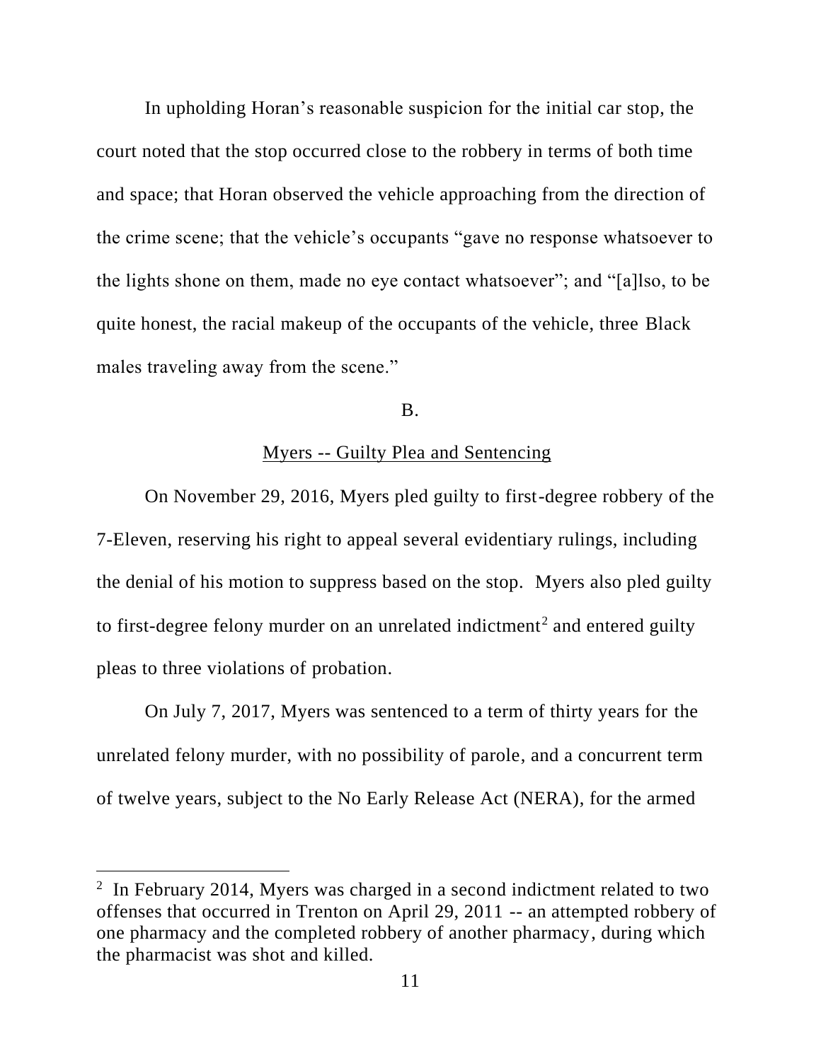In upholding Horan's reasonable suspicion for the initial car stop, the court noted that the stop occurred close to the robbery in terms of both time and space; that Horan observed the vehicle approaching from the direction of the crime scene; that the vehicle's occupants "gave no response whatsoever to the lights shone on them, made no eye contact whatsoever"; and "[a]lso, to be quite honest, the racial makeup of the occupants of the vehicle, three Black males traveling away from the scene."

B.

Myers -- Guilty Plea and Sentencing

On November 29, 2016, Myers pled guilty to first-degree robbery of the 7-Eleven, reserving his right to appeal several evidentiary rulings, including the denial of his motion to suppress based on the stop. Myers also pled guilty to first-degree felony murder on an unrelated indictment[2] and entered guilty pleas to three violations of probation.

On July 7, 2017, Myers was sentenced to a term of thirty years for the unrelated felony murder, with no possibility of parole, and a concurrent term of twelve years, subject to the No Early Release Act (NERA), for the armed

[2] In February 2014, Myers was charged in a second indictment related to two offenses that occurred in Trenton on April 29, 2011 -- an attempted robbery of one pharmacy and the completed robbery of another pharmacy, during which the pharmacist was shot and killed.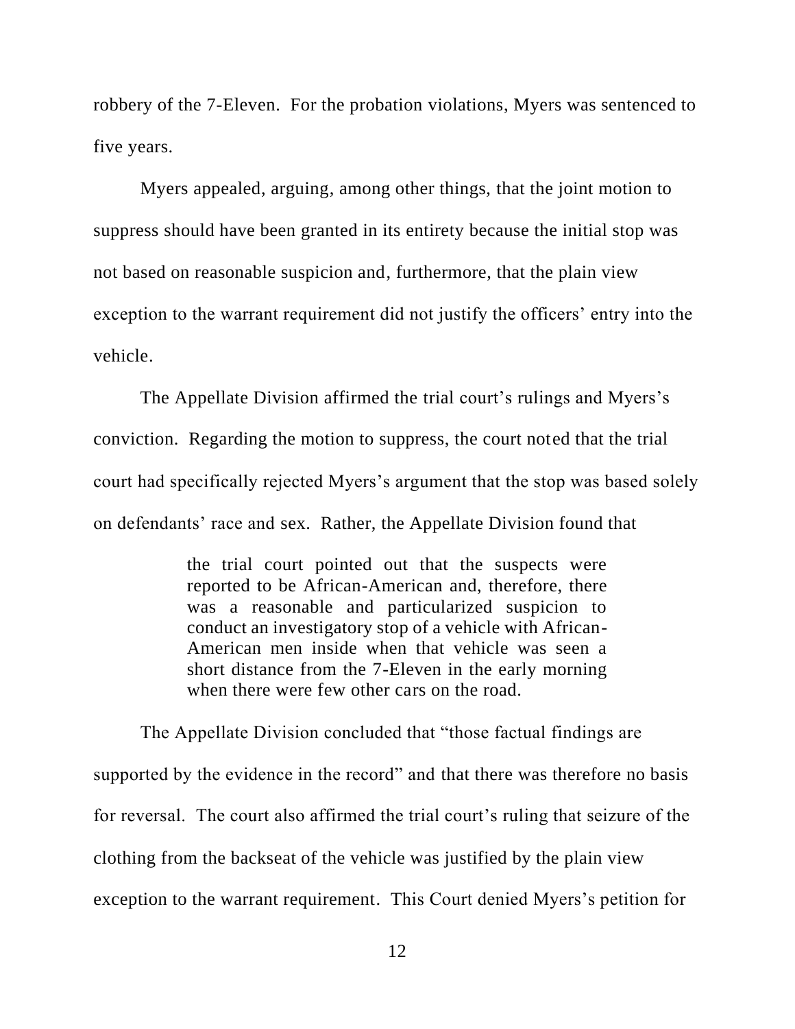robbery of the 7-Eleven. For the probation violations, Myers was sentenced to five years.

Myers appealed, arguing, among other things, that the joint motion to suppress should have been granted in its entirety because the initial stop was not based on reasonable suspicion and, furthermore, that the plain view exception to the warrant requirement did not justify the officers' entry into the vehicle.

The Appellate Division affirmed the trial court's rulings and Myers's conviction. Regarding the motion to suppress, the court noted that the trial court had specifically rejected Myers's argument that the stop was based solely on defendants' race and sex. Rather, the Appellate Division found that

> the trial court pointed out that the suspects were reported to be African-American and, therefore, there was a reasonable and particularized suspicion to conduct an investigatory stop of a vehicle with African-American men inside when that vehicle was seen a short distance from the 7-Eleven in the early morning when there were few other cars on the road.

The Appellate Division concluded that "those factual findings are supported by the evidence in the record" and that there was therefore no basis for reversal. The court also affirmed the trial court's ruling that seizure of the clothing from the backseat of the vehicle was justified by the plain view exception to the warrant requirement. This Court denied Myers's petition for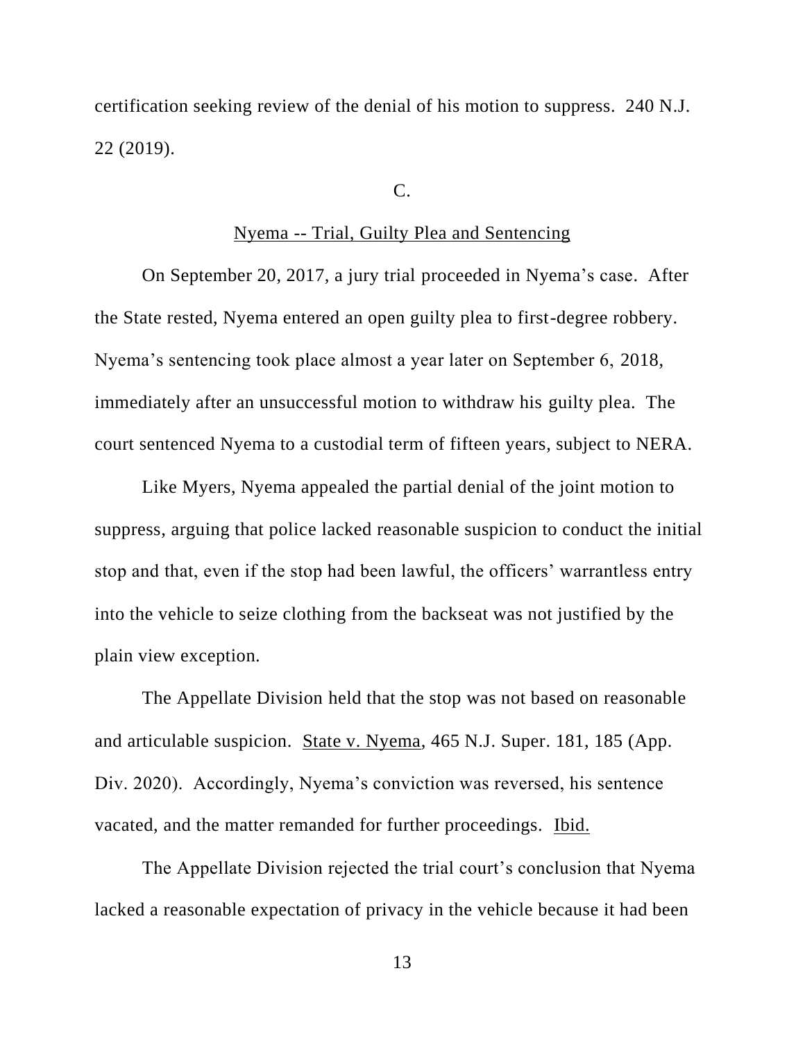certification seeking review of the denial of his motion to suppress. 240 N.J. 22 (2019).

C.

Nyema -- Trial, Guilty Plea and Sentencing

On September 20, 2017, a jury trial proceeded in Nyema's case. After the State rested, Nyema entered an open guilty plea to first-degree robbery. Nyema's sentencing took place almost a year later on September 6, 2018, immediately after an unsuccessful motion to withdraw his guilty plea. The court sentenced Nyema to a custodial term of fifteen years, subject to NERA.

Like Myers, Nyema appealed the partial denial of the joint motion to suppress, arguing that police lacked reasonable suspicion to conduct the initial stop and that, even if the stop had been lawful, the officers' warrantless entry into the vehicle to seize clothing from the backseat was not justified by the plain view exception.

The Appellate Division held that the stop was not based on reasonable and articulable suspicion. State v. Nyema, 465 N.J. Super. 181, 185 (App. Div. 2020). Accordingly, Nyema's conviction was reversed, his sentence vacated, and the matter remanded for further proceedings. Ibid.

The Appellate Division rejected the trial court's conclusion that Nyema lacked a reasonable expectation of privacy in the vehicle because it had been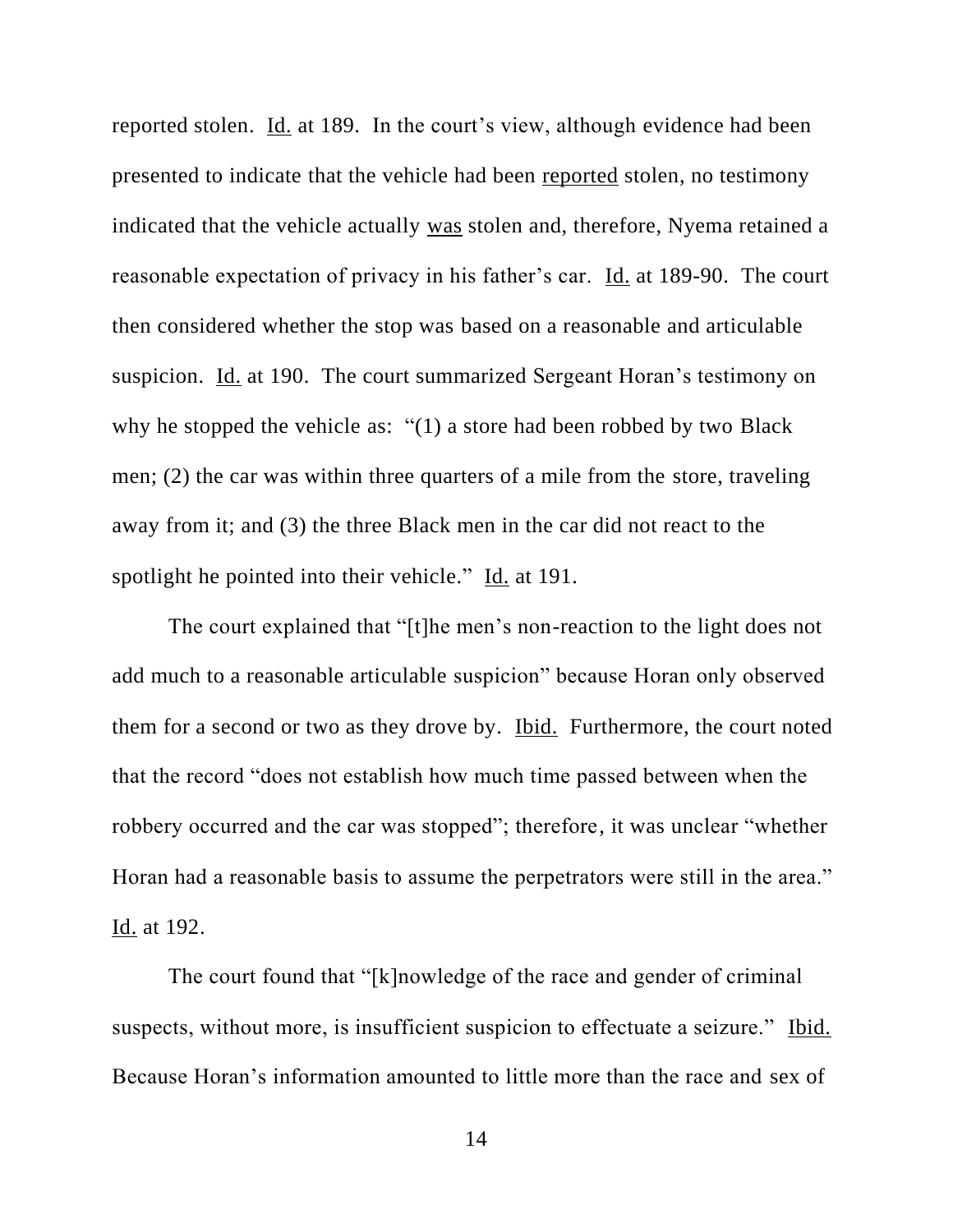reported stolen. Id. at 189. In the court's view, although evidence had been presented to indicate that the vehicle had been reported stolen, no testimony indicated that the vehicle actually was stolen and, therefore, Nyema retained a reasonable expectation of privacy in his father's car. Id. at 189-90. The court then considered whether the stop was based on a reasonable and articulable suspicion. Id. at 190. The court summarized Sergeant Horan's testimony on why he stopped the vehicle as: "(1) a store had been robbed by two Black men; (2) the car was within three quarters of a mile from the store, traveling away from it; and (3) the three Black men in the car did not react to the spotlight he pointed into their vehicle." Id. at 191.

The court explained that "[t]he men's non-reaction to the light does not add much to a reasonable articulable suspicion" because Horan only observed them for a second or two as they drove by. Ibid. Furthermore, the court noted that the record "does not establish how much time passed between when the robbery occurred and the car was stopped"; therefore, it was unclear "whether Horan had a reasonable basis to assume the perpetrators were still in the area." Id. at 192.

The court found that "[k]nowledge of the race and gender of criminal suspects, without more, is insufficient suspicion to effectuate a seizure." Ibid. Because Horan's information amounted to little more than the race and sex of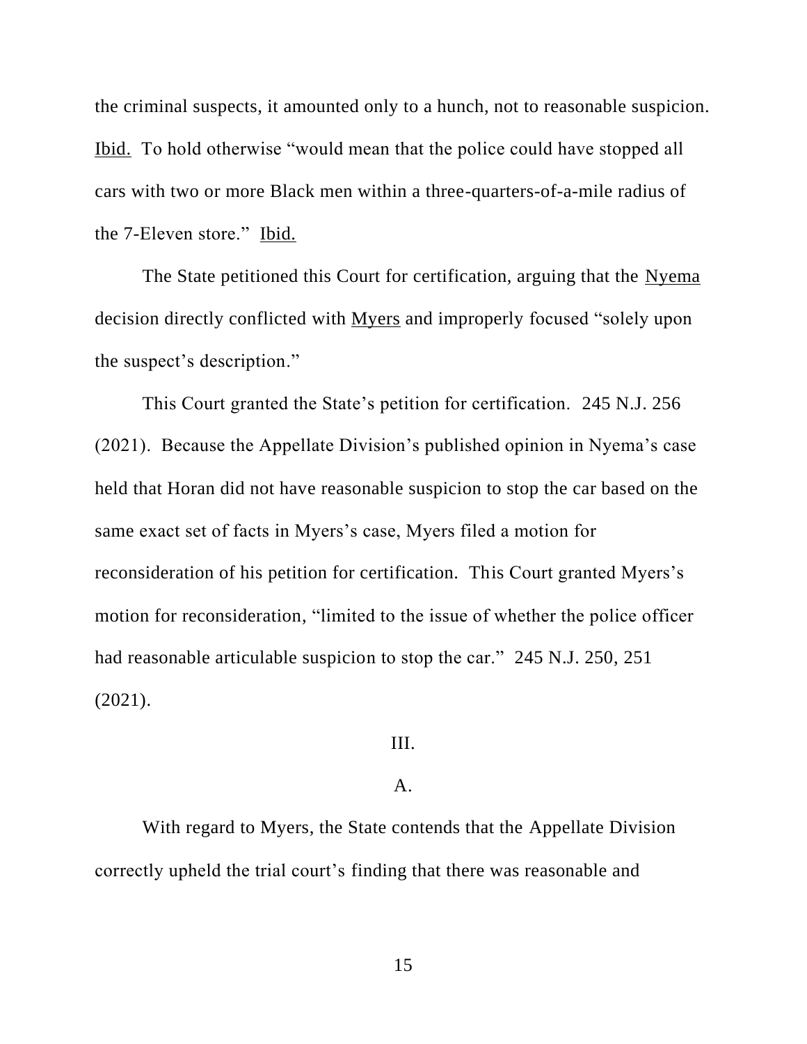the criminal suspects, it amounted only to a hunch, not to reasonable suspicion. Ibid. To hold otherwise "would mean that the police could have stopped all cars with two or more Black men within a three-quarters-of-a-mile radius of the 7-Eleven store." Ibid.

The State petitioned this Court for certification, arguing that the Nyema decision directly conflicted with Myers and improperly focused "solely upon the suspect's description."

This Court granted the State's petition for certification. 245 N.J. 256 (2021). Because the Appellate Division's published opinion in Nyema's case held that Horan did not have reasonable suspicion to stop the car based on the same exact set of facts in Myers's case, Myers filed a motion for reconsideration of his petition for certification. This Court granted Myers's motion for reconsideration, "limited to the issue of whether the police officer had reasonable articulable suspicion to stop the car." 245 N.J. 250, 251 (2021).

## III.

### A.

With regard to Myers, the State contends that the Appellate Division correctly upheld the trial court's finding that there was reasonable and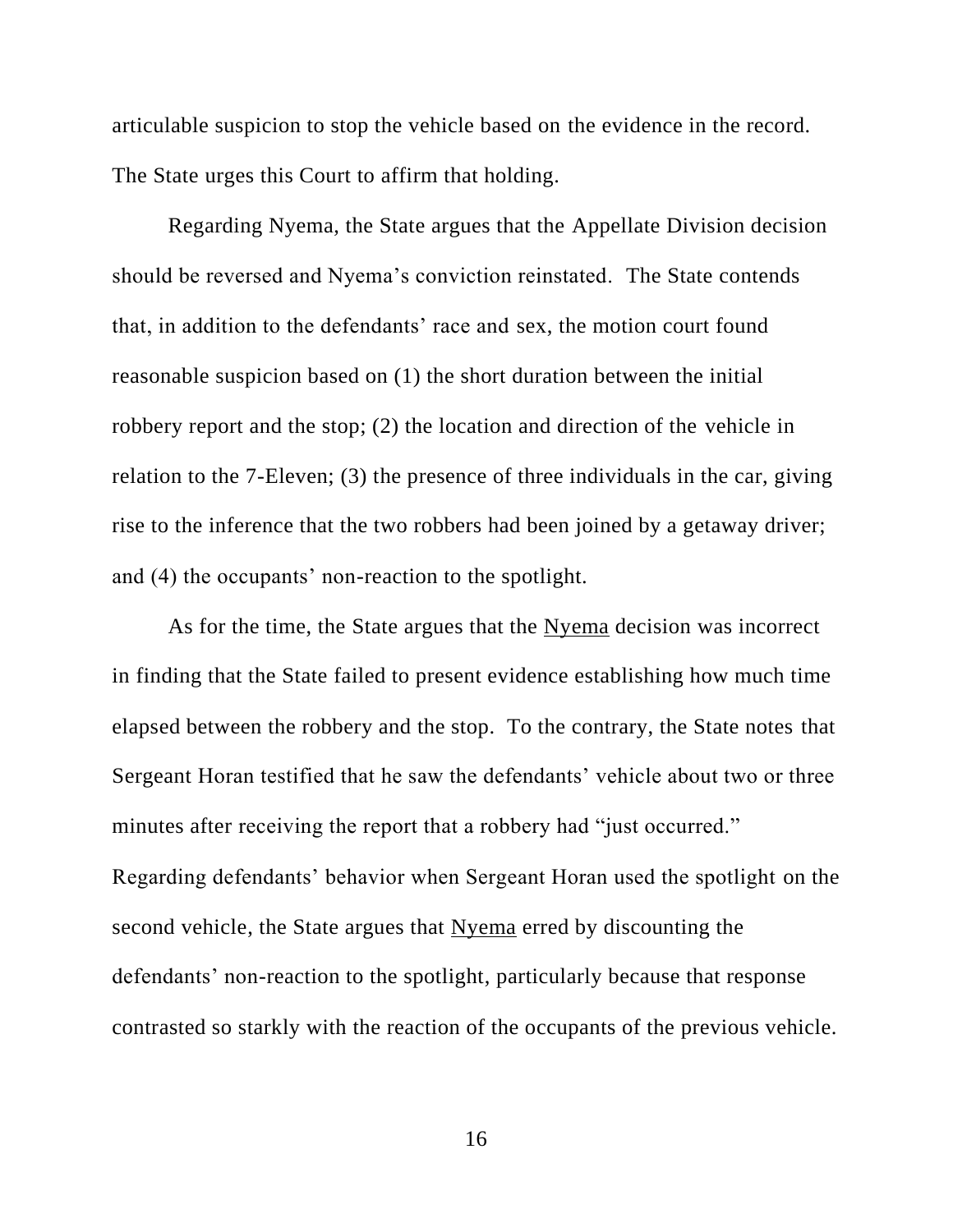articulable suspicion to stop the vehicle based on the evidence in the record. The State urges this Court to affirm that holding.

Regarding Nyema, the State argues that the Appellate Division decision should be reversed and Nyema's conviction reinstated. The State contends that, in addition to the defendants' race and sex, the motion court found reasonable suspicion based on (1) the short duration between the initial robbery report and the stop; (2) the location and direction of the vehicle in relation to the 7-Eleven; (3) the presence of three individuals in the car, giving rise to the inference that the two robbers had been joined by a getaway driver; and (4) the occupants' non-reaction to the spotlight.

As for the time, the State argues that the Nyema decision was incorrect in finding that the State failed to present evidence establishing how much time elapsed between the robbery and the stop. To the contrary, the State notes that Sergeant Horan testified that he saw the defendants' vehicle about two or three minutes after receiving the report that a robbery had "just occurred." Regarding defendants' behavior when Sergeant Horan used the spotlight on the second vehicle, the State argues that Nyema erred by discounting the defendants' non-reaction to the spotlight, particularly because that response contrasted so starkly with the reaction of the occupants of the previous vehicle.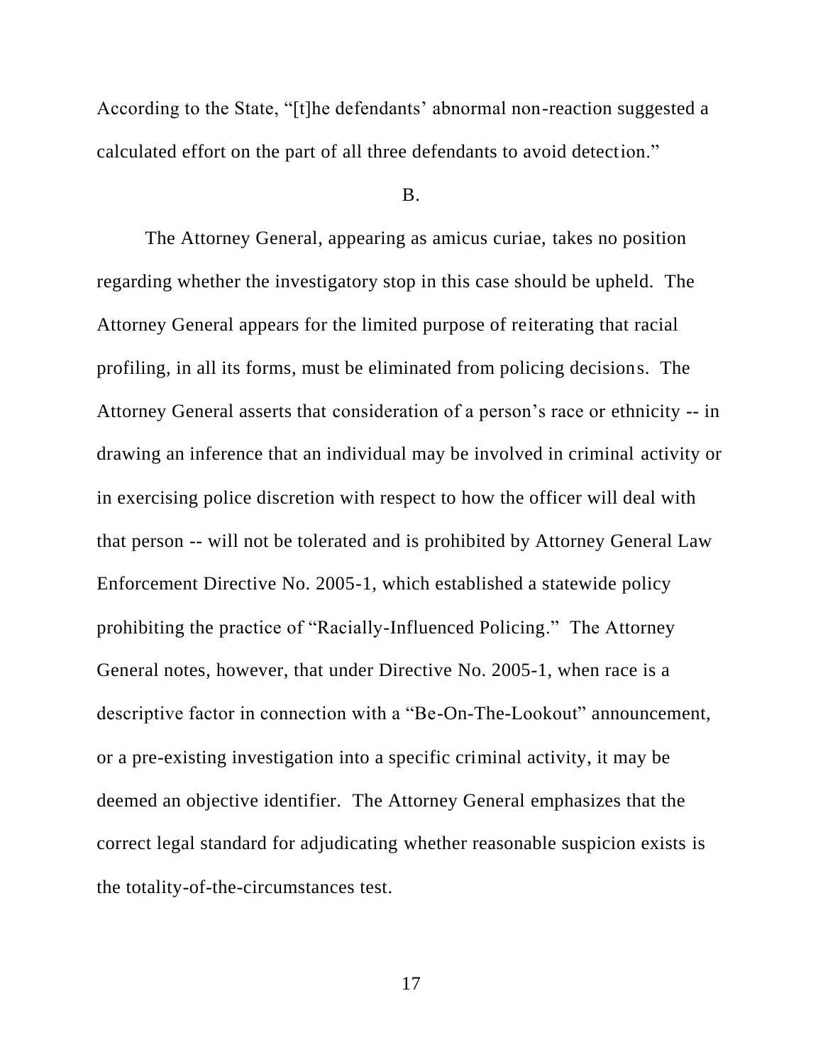According to the State, "[t]he defendants' abnormal non-reaction suggested a calculated effort on the part of all three defendants to avoid detection."

B.

The Attorney General, appearing as amicus curiae, takes no position regarding whether the investigatory stop in this case should be upheld. The Attorney General appears for the limited purpose of reiterating that racial profiling, in all its forms, must be eliminated from policing decisions. The Attorney General asserts that consideration of a person's race or ethnicity -- in drawing an inference that an individual may be involved in criminal activity or in exercising police discretion with respect to how the officer will deal with that person -- will not be tolerated and is prohibited by Attorney General Law Enforcement Directive No. 2005-1, which established a statewide policy prohibiting the practice of "Racially-Influenced Policing." The Attorney General notes, however, that under Directive No. 2005-1, when race is a descriptive factor in connection with a "Be-On-The-Lookout" announcement, or a pre-existing investigation into a specific criminal activity, it may be deemed an objective identifier. The Attorney General emphasizes that the correct legal standard for adjudicating whether reasonable suspicion exists is the totality-of-the-circumstances test.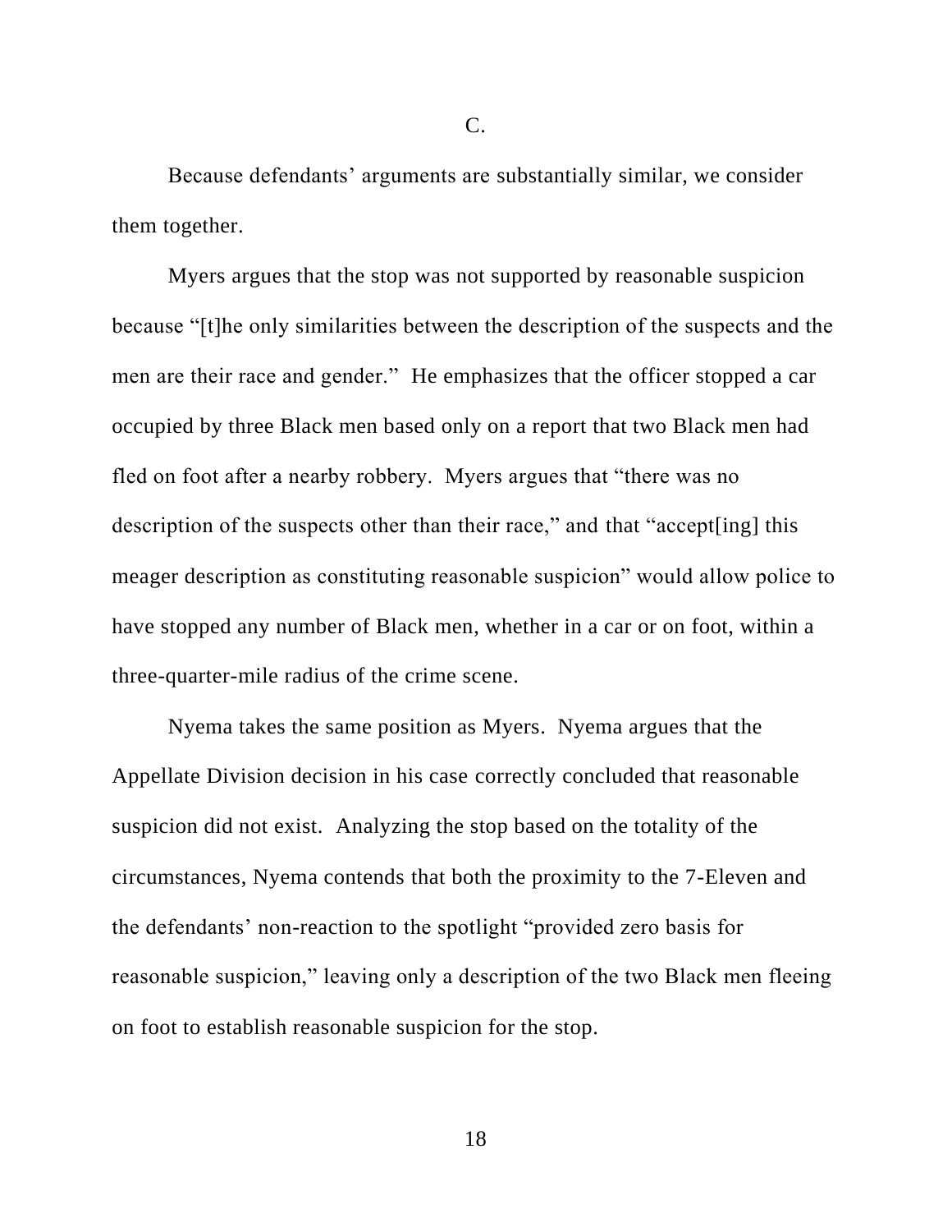C.

Because defendants' arguments are substantially similar, we consider them together.

Myers argues that the stop was not supported by reasonable suspicion because "[t]he only similarities between the description of the suspects and the men are their race and gender." He emphasizes that the officer stopped a car occupied by three Black men based only on a report that two Black men had fled on foot after a nearby robbery. Myers argues that "there was no description of the suspects other than their race," and that "accept[ing] this meager description as constituting reasonable suspicion" would allow police to have stopped any number of Black men, whether in a car or on foot, within a three-quarter-mile radius of the crime scene.

Nyema takes the same position as Myers. Nyema argues that the Appellate Division decision in his case correctly concluded that reasonable suspicion did not exist. Analyzing the stop based on the totality of the circumstances, Nyema contends that both the proximity to the 7-Eleven and the defendants' non-reaction to the spotlight "provided zero basis for reasonable suspicion," leaving only a description of the two Black men fleeing on foot to establish reasonable suspicion for the stop.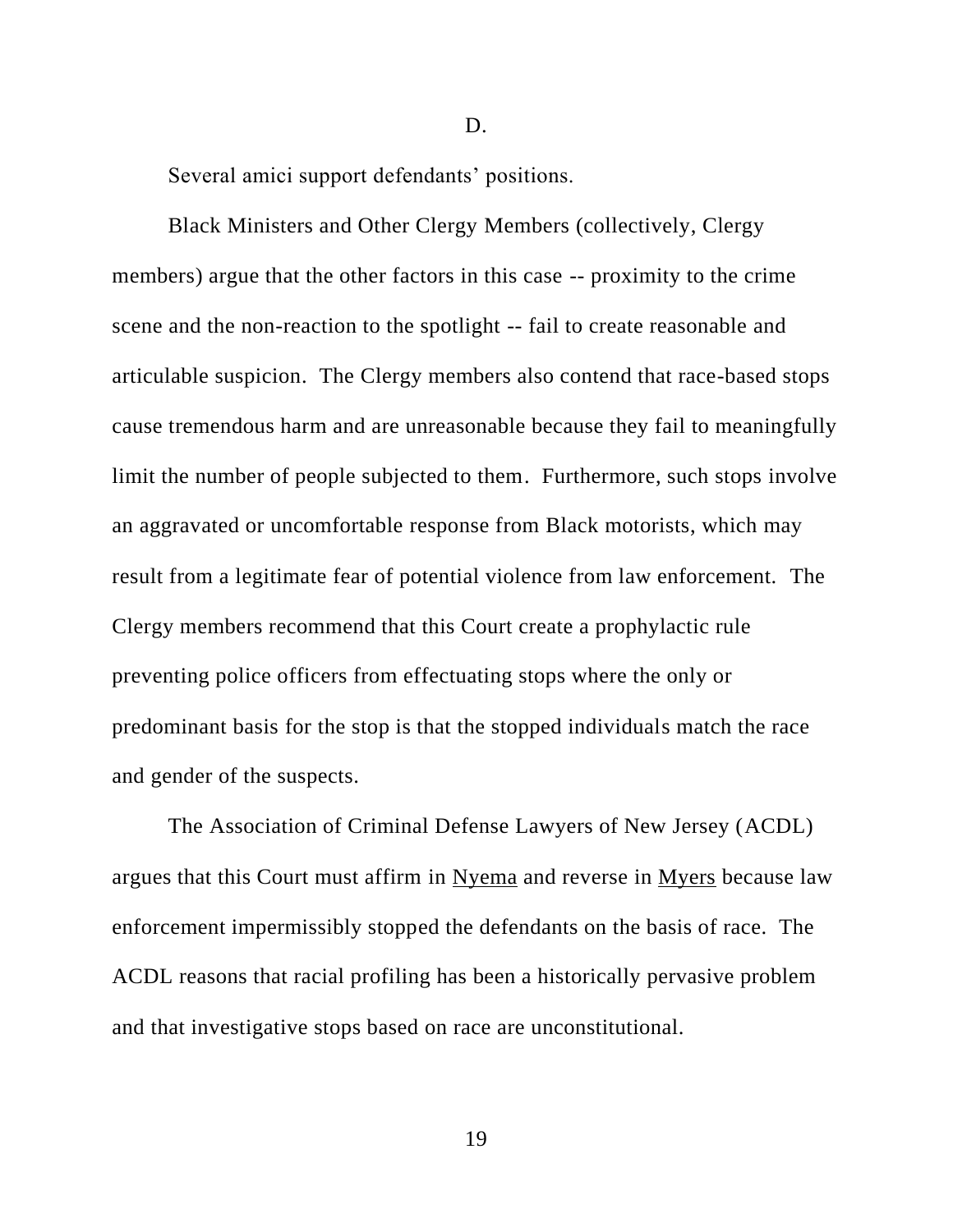D.

Several amici support defendants' positions.

Black Ministers and Other Clergy Members (collectively, Clergy members) argue that the other factors in this case -- proximity to the crime scene and the non-reaction to the spotlight -- fail to create reasonable and articulable suspicion. The Clergy members also contend that race-based stops cause tremendous harm and are unreasonable because they fail to meaningfully limit the number of people subjected to them. Furthermore, such stops involve an aggravated or uncomfortable response from Black motorists, which may result from a legitimate fear of potential violence from law enforcement. The Clergy members recommend that this Court create a prophylactic rule preventing police officers from effectuating stops where the only or predominant basis for the stop is that the stopped individuals match the race and gender of the suspects.

The Association of Criminal Defense Lawyers of New Jersey (ACDL) argues that this Court must affirm in Nyema and reverse in Myers because law enforcement impermissibly stopped the defendants on the basis of race. The ACDL reasons that racial profiling has been a historically pervasive problem and that investigative stops based on race are unconstitutional.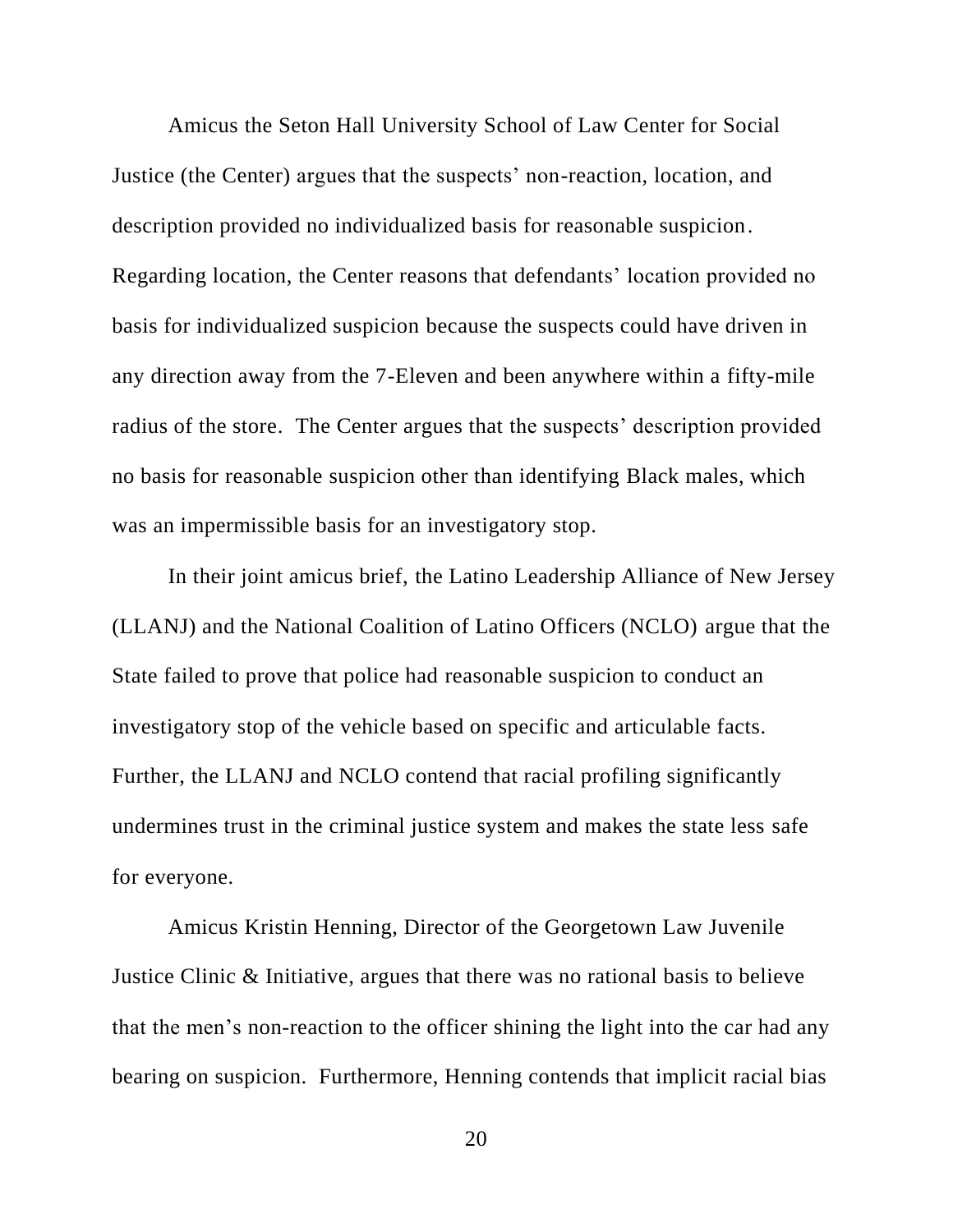Amicus the Seton Hall University School of Law Center for Social Justice (the Center) argues that the suspects' non-reaction, location, and description provided no individualized basis for reasonable suspicion. Regarding location, the Center reasons that defendants' location provided no basis for individualized suspicion because the suspects could have driven in any direction away from the 7-Eleven and been anywhere within a fifty-mile radius of the store. The Center argues that the suspects' description provided no basis for reasonable suspicion other than identifying Black males, which was an impermissible basis for an investigatory stop.

In their joint amicus brief, the Latino Leadership Alliance of New Jersey (LLANJ) and the National Coalition of Latino Officers (NCLO) argue that the State failed to prove that police had reasonable suspicion to conduct an investigatory stop of the vehicle based on specific and articulable facts. Further, the LLANJ and NCLO contend that racial profiling significantly undermines trust in the criminal justice system and makes the state less safe for everyone.

Amicus Kristin Henning, Director of the Georgetown Law Juvenile Justice Clinic & Initiative, argues that there was no rational basis to believe that the men's non-reaction to the officer shining the light into the car had any bearing on suspicion. Furthermore, Henning contends that implicit racial bias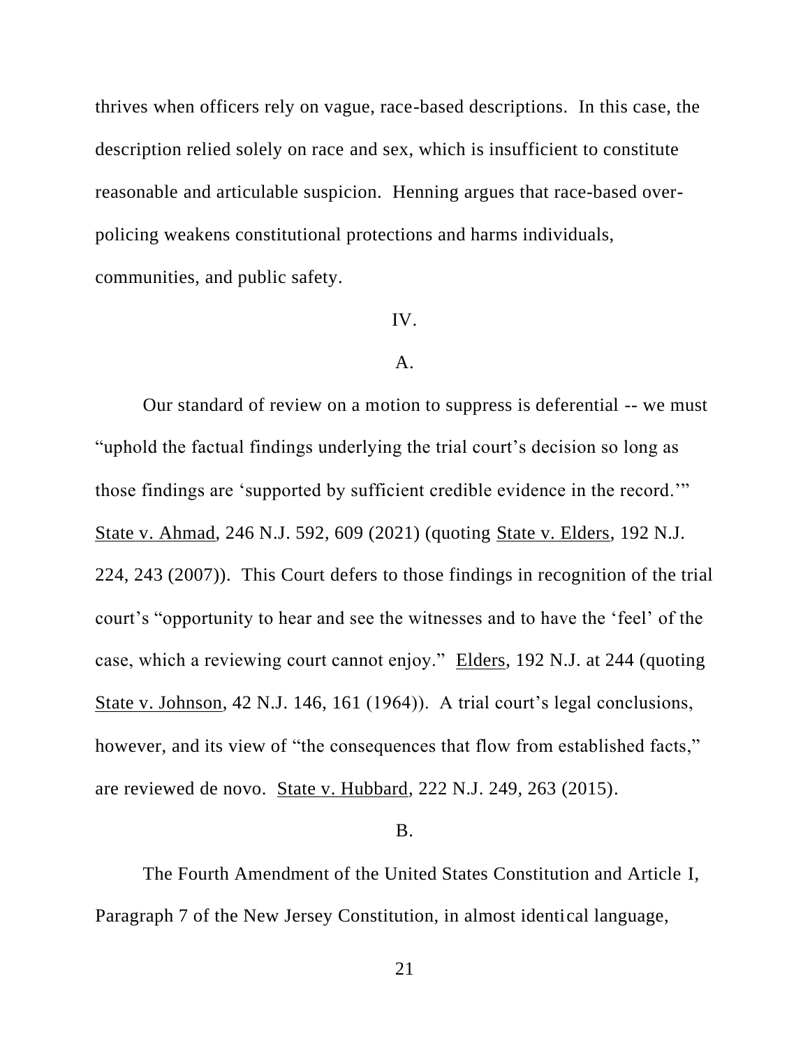thrives when officers rely on vague, race-based descriptions. In this case, the description relied solely on race and sex, which is insufficient to constitute reasonable and articulable suspicion. Henning argues that race-based over-policing weakens constitutional protections and harms individuals, communities, and public safety.

IV.

A.

Our standard of review on a motion to suppress is deferential -- we must "uphold the factual findings underlying the trial court's decision so long as those findings are 'supported by sufficient credible evidence in the record.'" State v. Ahmad, 246 N.J. 592, 609 (2021) (quoting State v. Elders, 192 N.J. 224, 243 (2007)). This Court defers to those findings in recognition of the trial court's "opportunity to hear and see the witnesses and to have the 'feel' of the case, which a reviewing court cannot enjoy." Elders, 192 N.J. at 244 (quoting State v. Johnson, 42 N.J. 146, 161 (1964)). A trial court's legal conclusions, however, and its view of "the consequences that flow from established facts," are reviewed de novo. State v. Hubbard, 222 N.J. 249, 263 (2015).

B.

The Fourth Amendment of the United States Constitution and Article I, Paragraph 7 of the New Jersey Constitution, in almost identical language,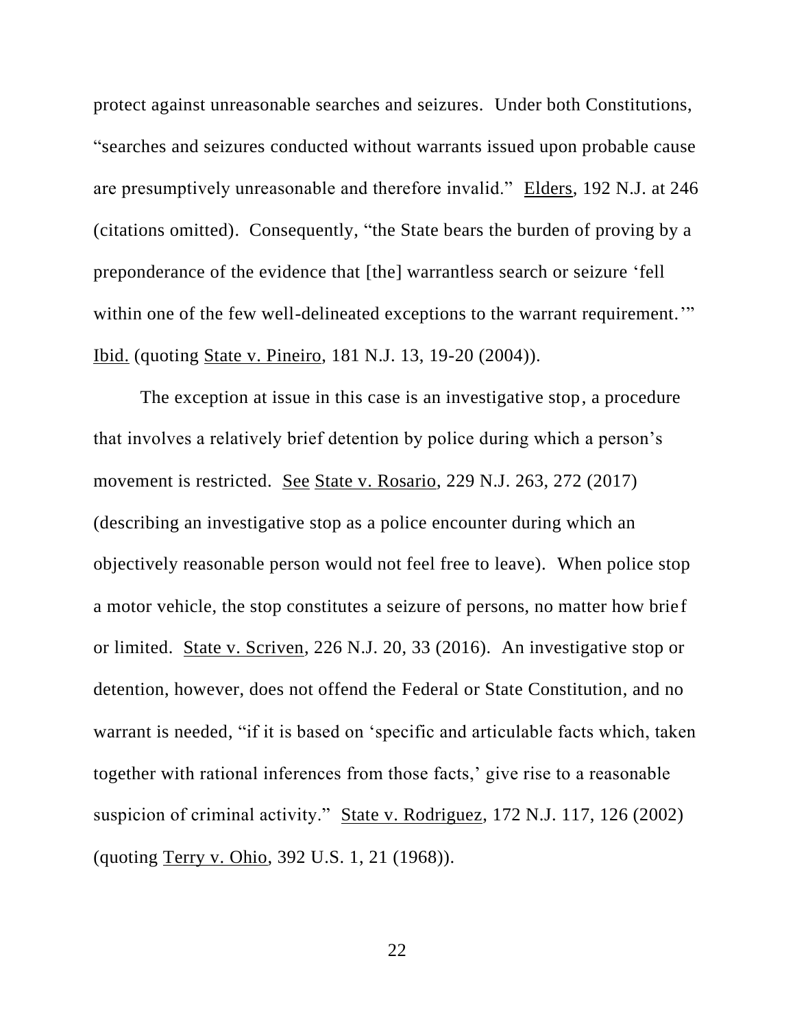protect against unreasonable searches and seizures. Under both Constitutions, "searches and seizures conducted without warrants issued upon probable cause are presumptively unreasonable and therefore invalid." Elders, 192 N.J. at 246 (citations omitted). Consequently, "the State bears the burden of proving by a preponderance of the evidence that [the] warrantless search or seizure 'fell within one of the few well-delineated exceptions to the warrant requirement.'" Ibid. (quoting State v. Pineiro, 181 N.J. 13, 19-20 (2004)).

The exception at issue in this case is an investigative stop, a procedure that involves a relatively brief detention by police during which a person's movement is restricted. See State v. Rosario, 229 N.J. 263, 272 (2017) (describing an investigative stop as a police encounter during which an objectively reasonable person would not feel free to leave). When police stop a motor vehicle, the stop constitutes a seizure of persons, no matter how brief or limited. State v. Scriven, 226 N.J. 20, 33 (2016). An investigative stop or detention, however, does not offend the Federal or State Constitution, and no warrant is needed, "if it is based on 'specific and articulable facts which, taken together with rational inferences from those facts,' give rise to a reasonable suspicion of criminal activity." State v. Rodriguez, 172 N.J. 117, 126 (2002) (quoting Terry v. Ohio, 392 U.S. 1, 21 (1968)).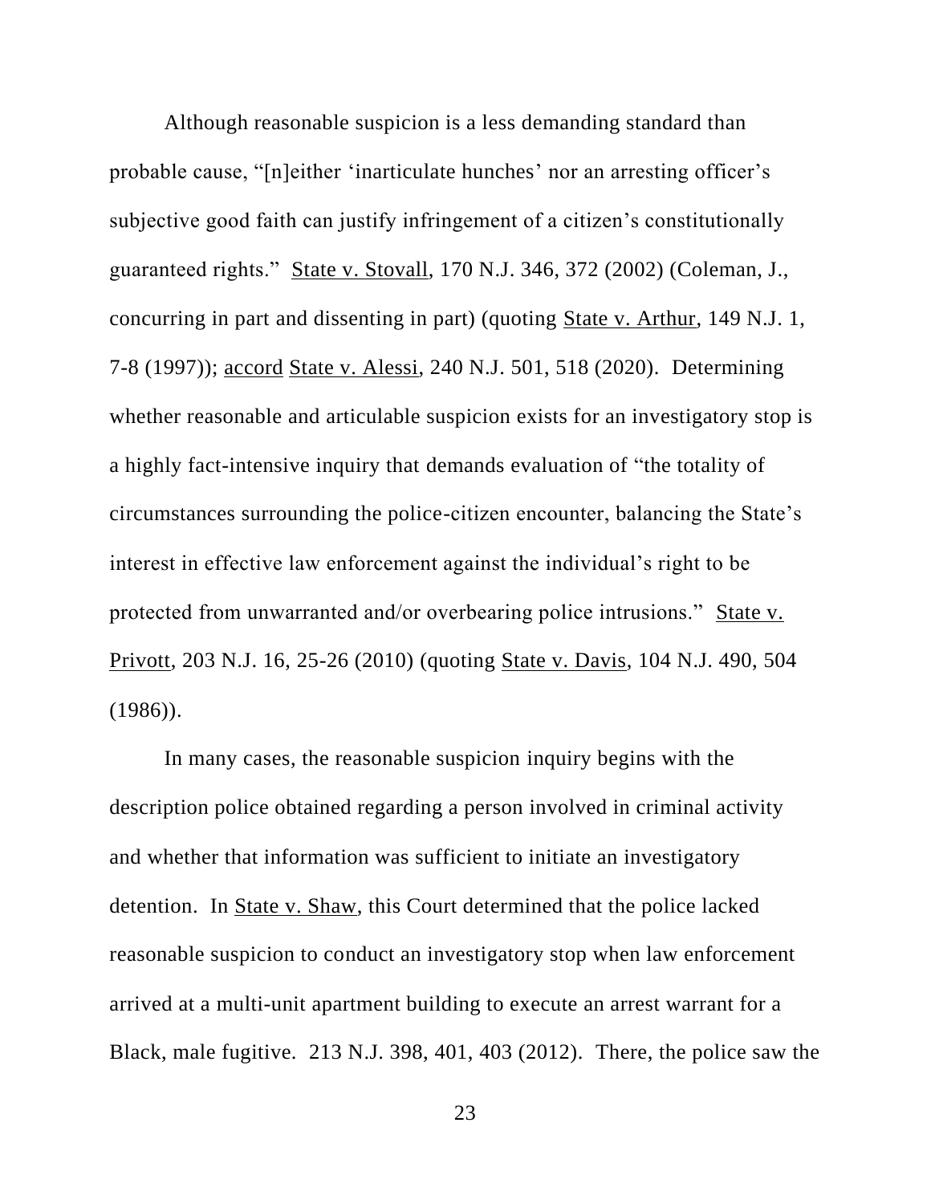Although reasonable suspicion is a less demanding standard than probable cause, "[n]either 'inarticulate hunches' nor an arresting officer's subjective good faith can justify infringement of a citizen's constitutionally guaranteed rights." State v. Stovall, 170 N.J. 346, 372 (2002) (Coleman, J., concurring in part and dissenting in part) (quoting State v. Arthur, 149 N.J. 1, 7-8 (1997)); accord State v. Alessi, 240 N.J. 501, 518 (2020). Determining whether reasonable and articulable suspicion exists for an investigatory stop is a highly fact-intensive inquiry that demands evaluation of "the totality of circumstances surrounding the police-citizen encounter, balancing the State's interest in effective law enforcement against the individual's right to be protected from unwarranted and/or overbearing police intrusions." State v. Privott, 203 N.J. 16, 25-26 (2010) (quoting State v. Davis, 104 N.J. 490, 504 (1986)).

In many cases, the reasonable suspicion inquiry begins with the description police obtained regarding a person involved in criminal activity and whether that information was sufficient to initiate an investigatory detention. In State v. Shaw, this Court determined that the police lacked reasonable suspicion to conduct an investigatory stop when law enforcement arrived at a multi-unit apartment building to execute an arrest warrant for a Black, male fugitive. 213 N.J. 398, 401, 403 (2012). There, the police saw the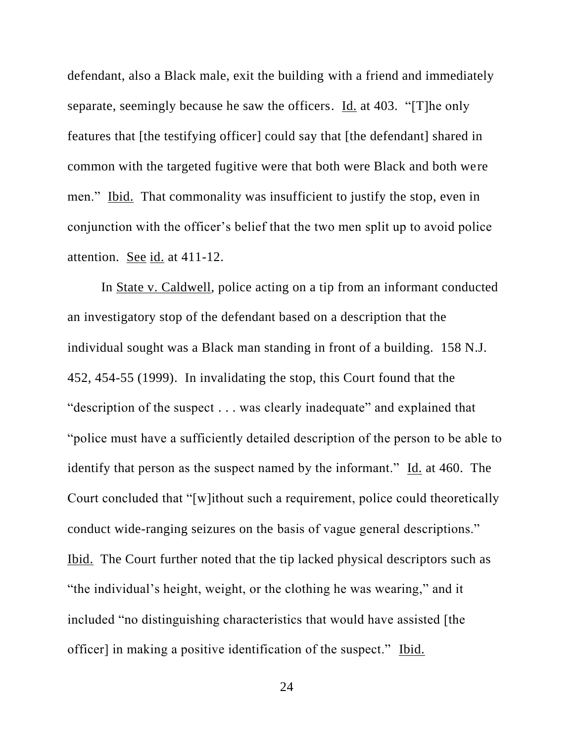defendant, also a Black male, exit the building with a friend and immediately separate, seemingly because he saw the officers. Id. at 403. "[T]he only features that [the testifying officer] could say that [the defendant] shared in common with the targeted fugitive were that both were Black and both were men." Ibid. That commonality was insufficient to justify the stop, even in conjunction with the officer's belief that the two men split up to avoid police attention. See id. at 411-12.

In State v. Caldwell, police acting on a tip from an informant conducted an investigatory stop of the defendant based on a description that the individual sought was a Black man standing in front of a building. 158 N.J. 452, 454-55 (1999). In invalidating the stop, this Court found that the "description of the suspect . . . was clearly inadequate" and explained that "police must have a sufficiently detailed description of the person to be able to identify that person as the suspect named by the informant." Id. at 460. The Court concluded that "[w]ithout such a requirement, police could theoretically conduct wide-ranging seizures on the basis of vague general descriptions." Ibid. The Court further noted that the tip lacked physical descriptors such as "the individual's height, weight, or the clothing he was wearing," and it included "no distinguishing characteristics that would have assisted [the officer] in making a positive identification of the suspect." Ibid.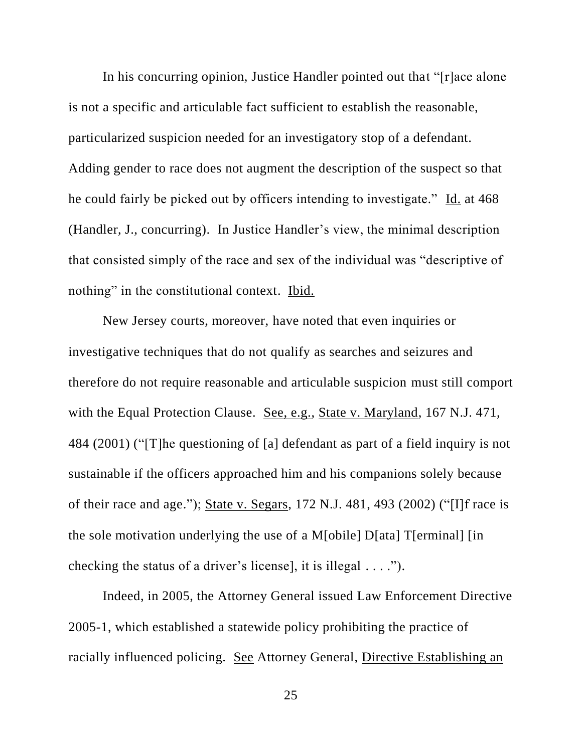In his concurring opinion, Justice Handler pointed out that "[r]ace alone is not a specific and articulable fact sufficient to establish the reasonable, particularized suspicion needed for an investigatory stop of a defendant. Adding gender to race does not augment the description of the suspect so that he could fairly be picked out by officers intending to investigate." Id. at 468 (Handler, J., concurring). In Justice Handler's view, the minimal description that consisted simply of the race and sex of the individual was "descriptive of nothing" in the constitutional context. Ibid.

New Jersey courts, moreover, have noted that even inquiries or investigative techniques that do not qualify as searches and seizures and therefore do not require reasonable and articulable suspicion must still comport with the Equal Protection Clause. See, e.g., State v. Maryland, 167 N.J. 471, 484 (2001) ("[T]he questioning of [a] defendant as part of a field inquiry is not sustainable if the officers approached him and his companions solely because of their race and age."); State v. Segars, 172 N.J. 481, 493 (2002) ("[I]f race is the sole motivation underlying the use of a M[obile] D[ata] T[erminal] [in checking the status of a driver's license], it is illegal . . . .").

Indeed, in 2005, the Attorney General issued Law Enforcement Directive 2005-1, which established a statewide policy prohibiting the practice of racially influenced policing. See Attorney General, Directive Establishing an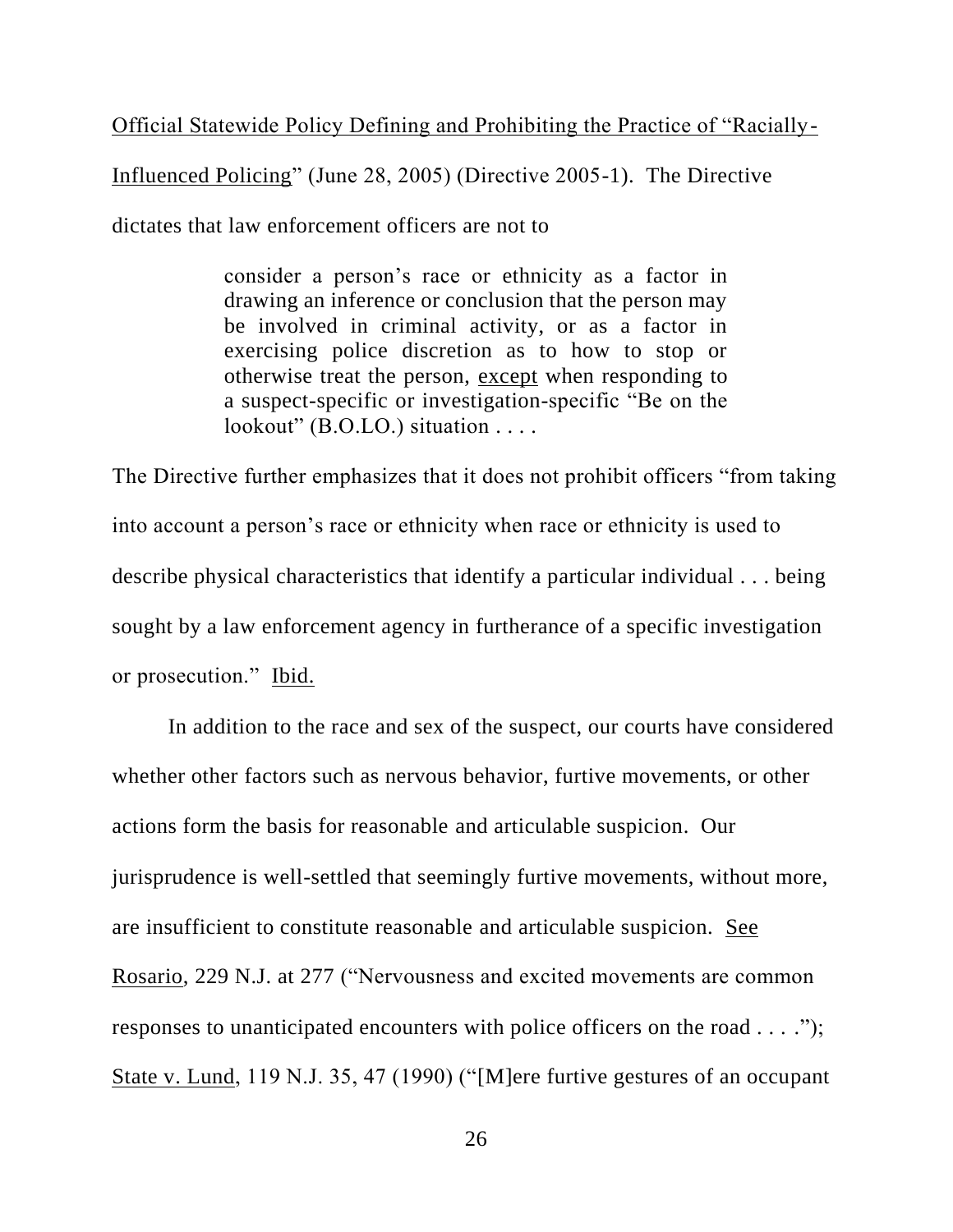Official Statewide Policy Defining and Prohibiting the Practice of "Racially-Influenced Policing" (June 28, 2005) (Directive 2005-1). The Directive dictates that law enforcement officers are not to

> consider a person's race or ethnicity as a factor in drawing an inference or conclusion that the person may be involved in criminal activity, or as a factor in exercising police discretion as to how to stop or otherwise treat the person, except when responding to a suspect-specific or investigation-specific "Be on the lookout" (B.O.LO.) situation . . . .

The Directive further emphasizes that it does not prohibit officers "from taking into account a person's race or ethnicity when race or ethnicity is used to describe physical characteristics that identify a particular individual . . . being sought by a law enforcement agency in furtherance of a specific investigation or prosecution." Ibid.

In addition to the race and sex of the suspect, our courts have considered whether other factors such as nervous behavior, furtive movements, or other actions form the basis for reasonable and articulable suspicion. Our jurisprudence is well-settled that seemingly furtive movements, without more, are insufficient to constitute reasonable and articulable suspicion. See Rosario, 229 N.J. at 277 ("Nervousness and excited movements are common responses to unanticipated encounters with police officers on the road . . . ."); State v. Lund, 119 N.J. 35, 47 (1990) ("[M]ere furtive gestures of an occupant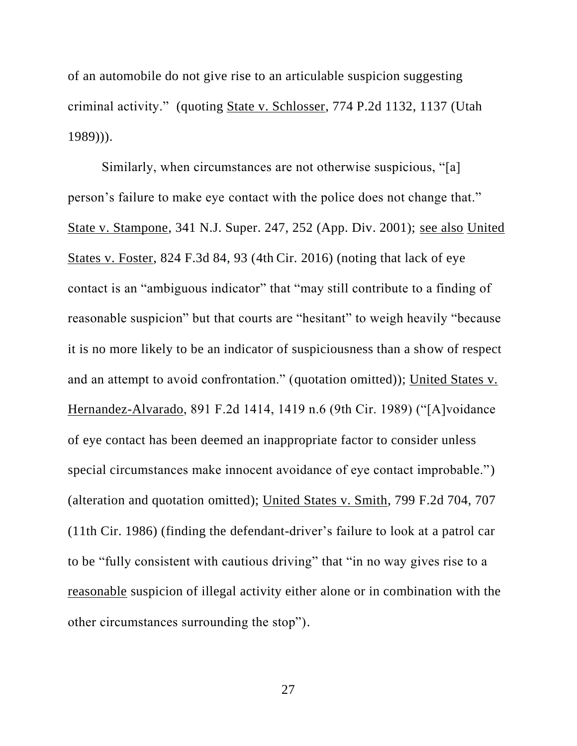of an automobile do not give rise to an articulable suspicion suggesting criminal activity." (quoting State v. Schlosser, 774 P.2d 1132, 1137 (Utah 1989))).

Similarly, when circumstances are not otherwise suspicious, "[a] person's failure to make eye contact with the police does not change that." State v. Stampone, 341 N.J. Super. 247, 252 (App. Div. 2001); see also United States v. Foster, 824 F.3d 84, 93 (4th Cir. 2016) (noting that lack of eye contact is an "ambiguous indicator" that "may still contribute to a finding of reasonable suspicion" but that courts are "hesitant" to weigh heavily "because it is no more likely to be an indicator of suspiciousness than a show of respect and an attempt to avoid confrontation." (quotation omitted)); United States v. Hernandez-Alvarado, 891 F.2d 1414, 1419 n.6 (9th Cir. 1989) ("[A]voidance of eye contact has been deemed an inappropriate factor to consider unless special circumstances make innocent avoidance of eye contact improbable.") (alteration and quotation omitted); United States v. Smith, 799 F.2d 704, 707 (11th Cir. 1986) (finding the defendant-driver's failure to look at a patrol car to be "fully consistent with cautious driving" that "in no way gives rise to a reasonable suspicion of illegal activity either alone or in combination with the other circumstances surrounding the stop").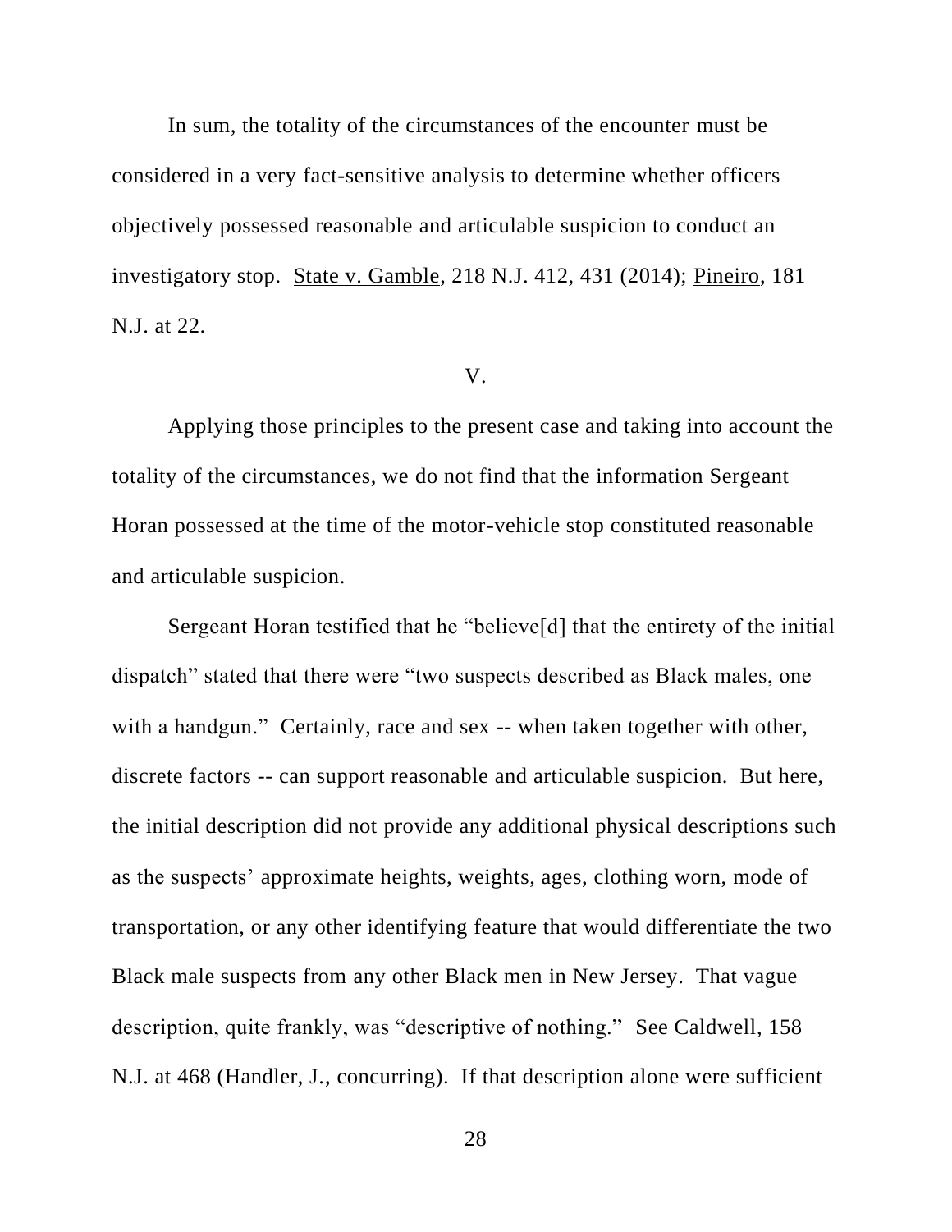In sum, the totality of the circumstances of the encounter must be considered in a very fact-sensitive analysis to determine whether officers objectively possessed reasonable and articulable suspicion to conduct an investigatory stop. State v. Gamble, 218 N.J. 412, 431 (2014); Pineiro, 181 N.J. at 22.

V.

Applying those principles to the present case and taking into account the totality of the circumstances, we do not find that the information Sergeant Horan possessed at the time of the motor-vehicle stop constituted reasonable and articulable suspicion.

Sergeant Horan testified that he "believe[d] that the entirety of the initial dispatch" stated that there were "two suspects described as Black males, one with a handgun." Certainly, race and sex -- when taken together with other, discrete factors -- can support reasonable and articulable suspicion. But here, the initial description did not provide any additional physical descriptions such as the suspects' approximate heights, weights, ages, clothing worn, mode of transportation, or any other identifying feature that would differentiate the two Black male suspects from any other Black men in New Jersey. That vague description, quite frankly, was "descriptive of nothing." See Caldwell, 158 N.J. at 468 (Handler, J., concurring). If that description alone were sufficient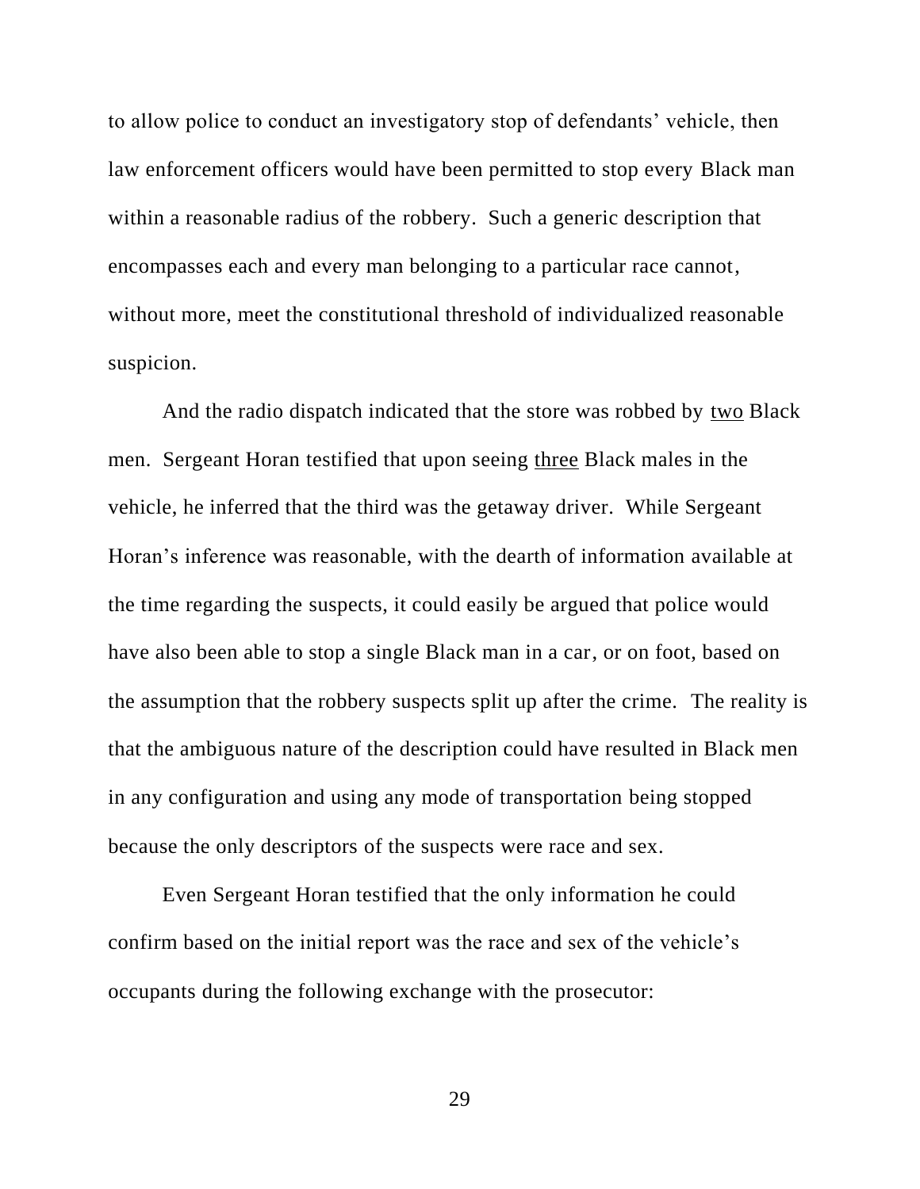to allow police to conduct an investigatory stop of defendants' vehicle, then law enforcement officers would have been permitted to stop every Black man within a reasonable radius of the robbery. Such a generic description that encompasses each and every man belonging to a particular race cannot, without more, meet the constitutional threshold of individualized reasonable suspicion.

And the radio dispatch indicated that the store was robbed by <u>two</u> Black men. Sergeant Horan testified that upon seeing <u>three</u> Black males in the vehicle, he inferred that the third was the getaway driver. While Sergeant Horan's inference was reasonable, with the dearth of information available at the time regarding the suspects, it could easily be argued that police would have also been able to stop a single Black man in a car, or on foot, based on the assumption that the robbery suspects split up after the crime. The reality is that the ambiguous nature of the description could have resulted in Black men in any configuration and using any mode of transportation being stopped because the only descriptors of the suspects were race and sex.

Even Sergeant Horan testified that the only information he could confirm based on the initial report was the race and sex of the vehicle's occupants during the following exchange with the prosecutor: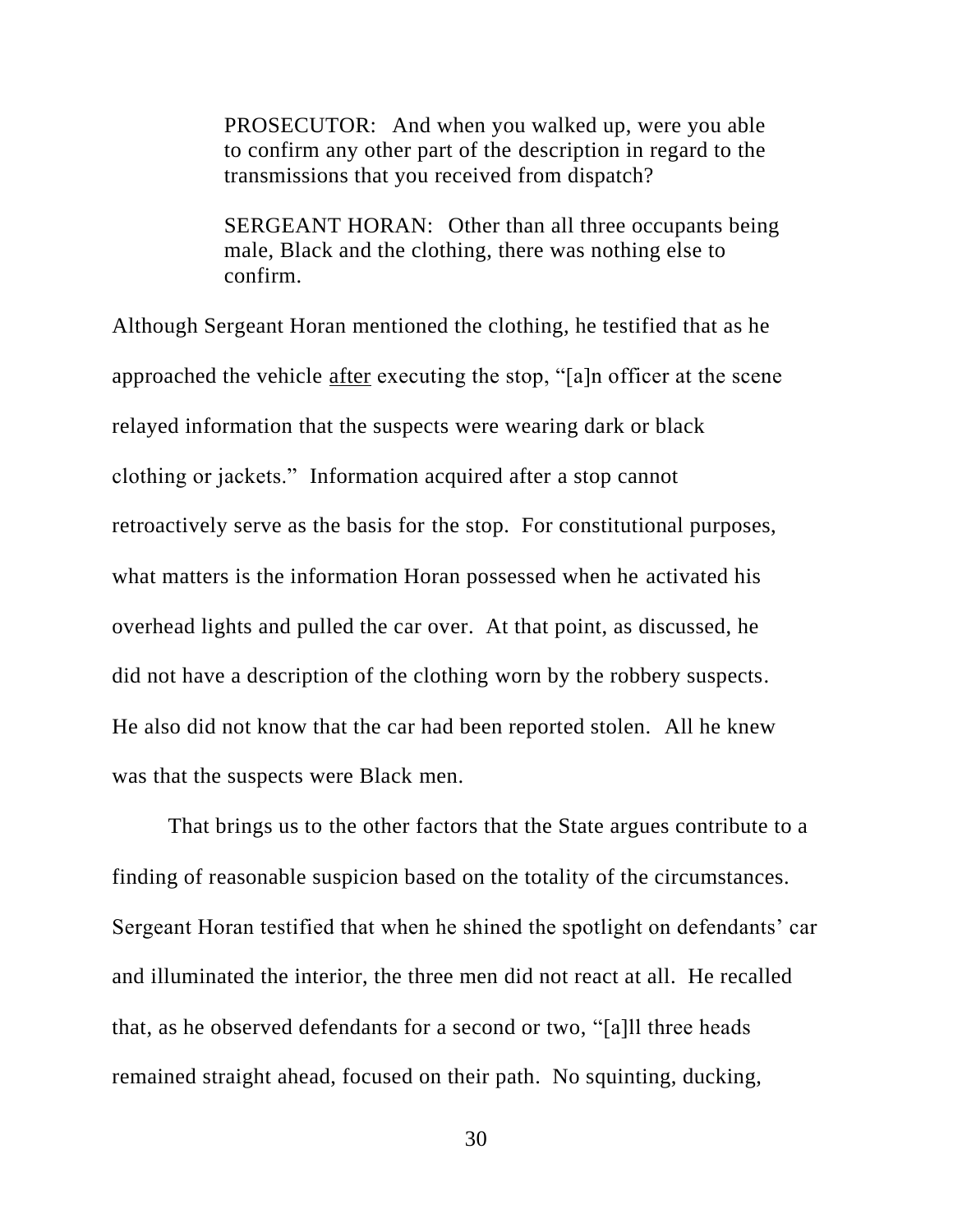> PROSECUTOR: And when you walked up, were you able to confirm any other part of the description in regard to the transmissions that you received from dispatch?
>
> SERGEANT HORAN: Other than all three occupants being male, Black and the clothing, there was nothing else to confirm.

Although Sergeant Horan mentioned the clothing, he testified that as he approached the vehicle <u>after</u> executing the stop, "[a]n officer at the scene relayed information that the suspects were wearing dark or black clothing or jackets." Information acquired after a stop cannot retroactively serve as the basis for the stop. For constitutional purposes, what matters is the information Horan possessed when he activated his overhead lights and pulled the car over. At that point, as discussed, he did not have a description of the clothing worn by the robbery suspects. He also did not know that the car had been reported stolen. All he knew was that the suspects were Black men.

That brings us to the other factors that the State argues contribute to a finding of reasonable suspicion based on the totality of the circumstances. Sergeant Horan testified that when he shined the spotlight on defendants' car and illuminated the interior, the three men did not react at all. He recalled that, as he observed defendants for a second or two, "[a]ll three heads remained straight ahead, focused on their path. No squinting, ducking,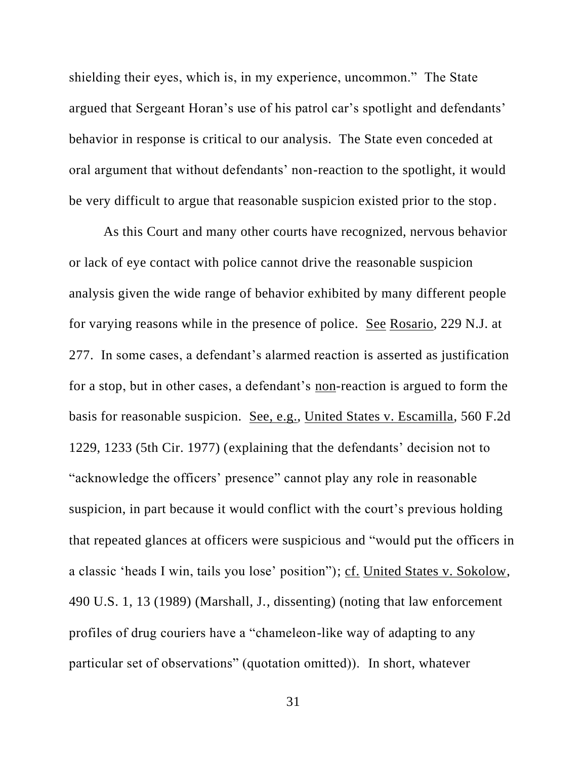shielding their eyes, which is, in my experience, uncommon." The State argued that Sergeant Horan's use of his patrol car's spotlight and defendants' behavior in response is critical to our analysis. The State even conceded at oral argument that without defendants' non-reaction to the spotlight, it would be very difficult to argue that reasonable suspicion existed prior to the stop.

As this Court and many other courts have recognized, nervous behavior or lack of eye contact with police cannot drive the reasonable suspicion analysis given the wide range of behavior exhibited by many different people for varying reasons while in the presence of police. See Rosario, 229 N.J. at 277. In some cases, a defendant's alarmed reaction is asserted as justification for a stop, but in other cases, a defendant's non-reaction is argued to form the basis for reasonable suspicion. See, e.g., United States v. Escamilla, 560 F.2d 1229, 1233 (5th Cir. 1977) (explaining that the defendants' decision not to "acknowledge the officers' presence" cannot play any role in reasonable suspicion, in part because it would conflict with the court's previous holding that repeated glances at officers were suspicious and "would put the officers in a classic 'heads I win, tails you lose' position"); cf. United States v. Sokolow, 490 U.S. 1, 13 (1989) (Marshall, J., dissenting) (noting that law enforcement profiles of drug couriers have a "chameleon-like way of adapting to any particular set of observations" (quotation omitted)). In short, whatever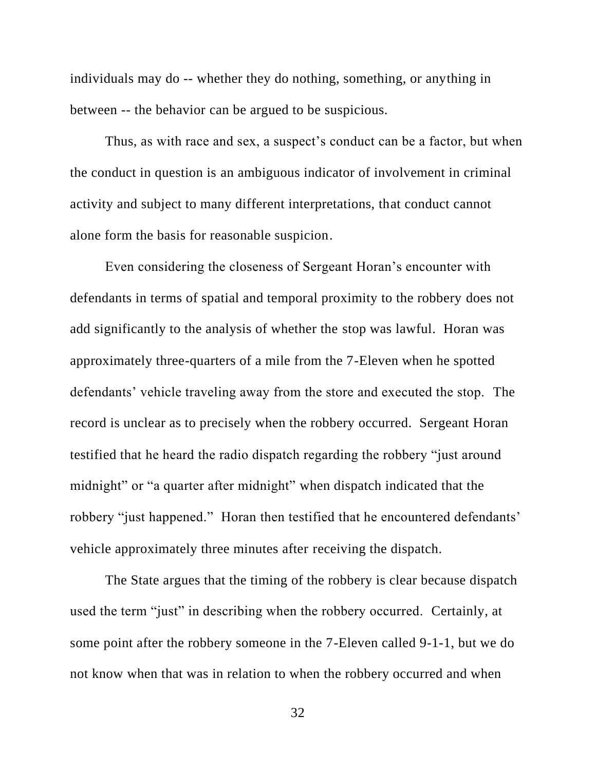individuals may do -- whether they do nothing, something, or anything in between -- the behavior can be argued to be suspicious.

Thus, as with race and sex, a suspect's conduct can be a factor, but when the conduct in question is an ambiguous indicator of involvement in criminal activity and subject to many different interpretations, that conduct cannot alone form the basis for reasonable suspicion.

Even considering the closeness of Sergeant Horan's encounter with defendants in terms of spatial and temporal proximity to the robbery does not add significantly to the analysis of whether the stop was lawful. Horan was approximately three-quarters of a mile from the 7-Eleven when he spotted defendants' vehicle traveling away from the store and executed the stop. The record is unclear as to precisely when the robbery occurred. Sergeant Horan testified that he heard the radio dispatch regarding the robbery "just around midnight" or "a quarter after midnight" when dispatch indicated that the robbery "just happened." Horan then testified that he encountered defendants' vehicle approximately three minutes after receiving the dispatch.

The State argues that the timing of the robbery is clear because dispatch used the term "just" in describing when the robbery occurred. Certainly, at some point after the robbery someone in the 7-Eleven called 9-1-1, but we do not know when that was in relation to when the robbery occurred and when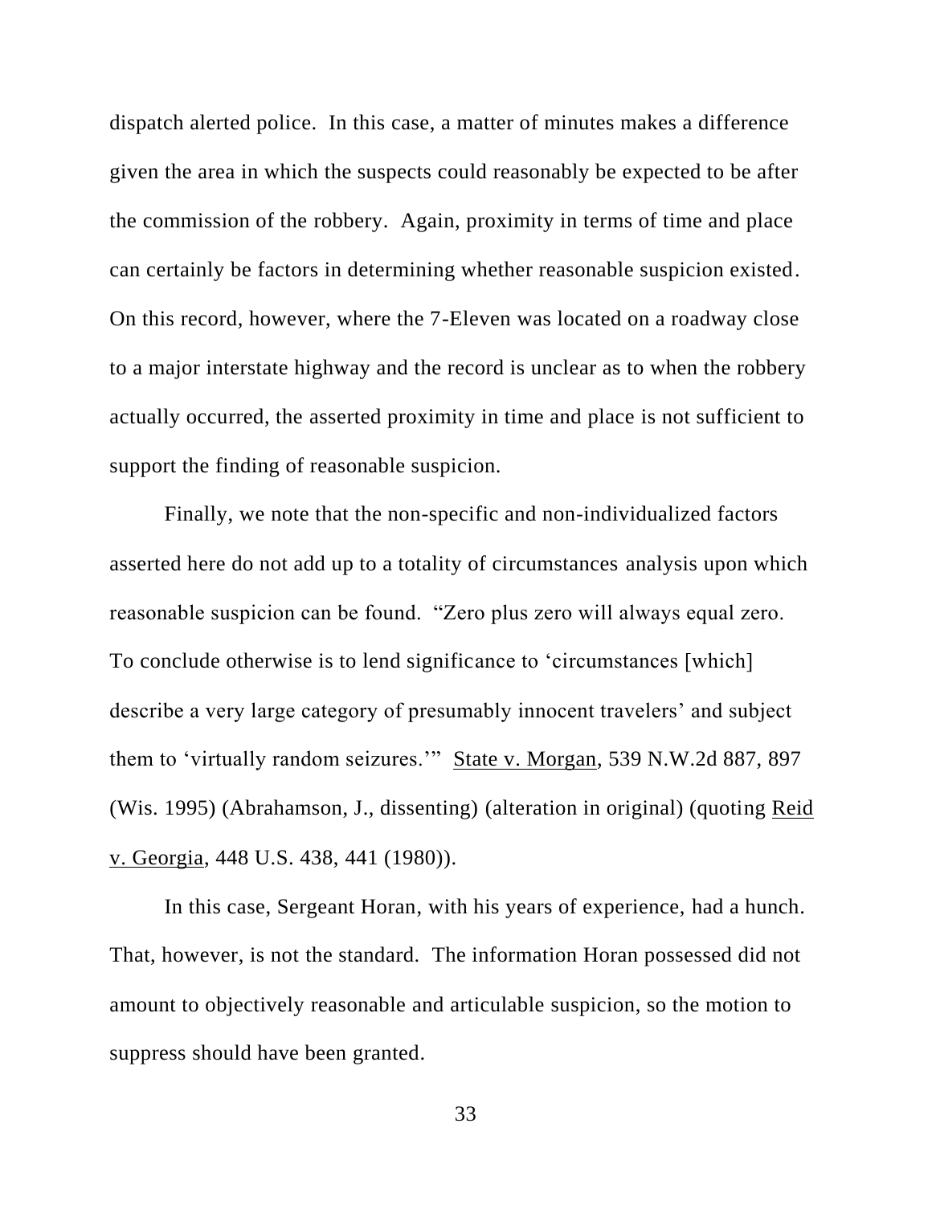dispatch alerted police. In this case, a matter of minutes makes a difference given the area in which the suspects could reasonably be expected to be after the commission of the robbery. Again, proximity in terms of time and place can certainly be factors in determining whether reasonable suspicion existed. On this record, however, where the 7-Eleven was located on a roadway close to a major interstate highway and the record is unclear as to when the robbery actually occurred, the asserted proximity in time and place is not sufficient to support the finding of reasonable suspicion.

Finally, we note that the non-specific and non-individualized factors asserted here do not add up to a totality of circumstances analysis upon which reasonable suspicion can be found. "Zero plus zero will always equal zero. To conclude otherwise is to lend significance to 'circumstances [which] describe a very large category of presumably innocent travelers' and subject them to 'virtually random seizures.'" State v. Morgan, 539 N.W.2d 887, 897 (Wis. 1995) (Abrahamson, J., dissenting) (alteration in original) (quoting Reid v. Georgia, 448 U.S. 438, 441 (1980)).

In this case, Sergeant Horan, with his years of experience, had a hunch. That, however, is not the standard. The information Horan possessed did not amount to objectively reasonable and articulable suspicion, so the motion to suppress should have been granted.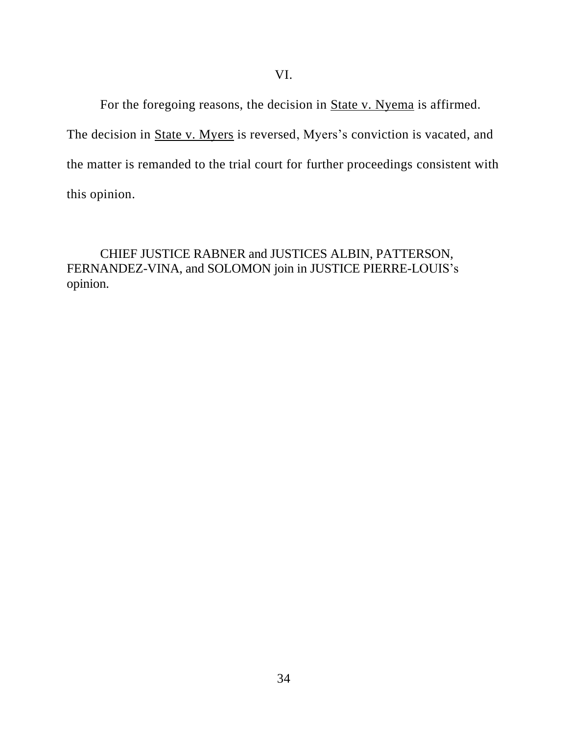## VI.

For the foregoing reasons, the decision in State v. Nyema is affirmed. The decision in State v. Myers is reversed, Myers's conviction is vacated, and the matter is remanded to the trial court for further proceedings consistent with this opinion.

CHIEF JUSTICE RABNER and JUSTICES ALBIN, PATTERSON, FERNANDEZ-VINA, and SOLOMON join in JUSTICE PIERRE-LOUIS's opinion.